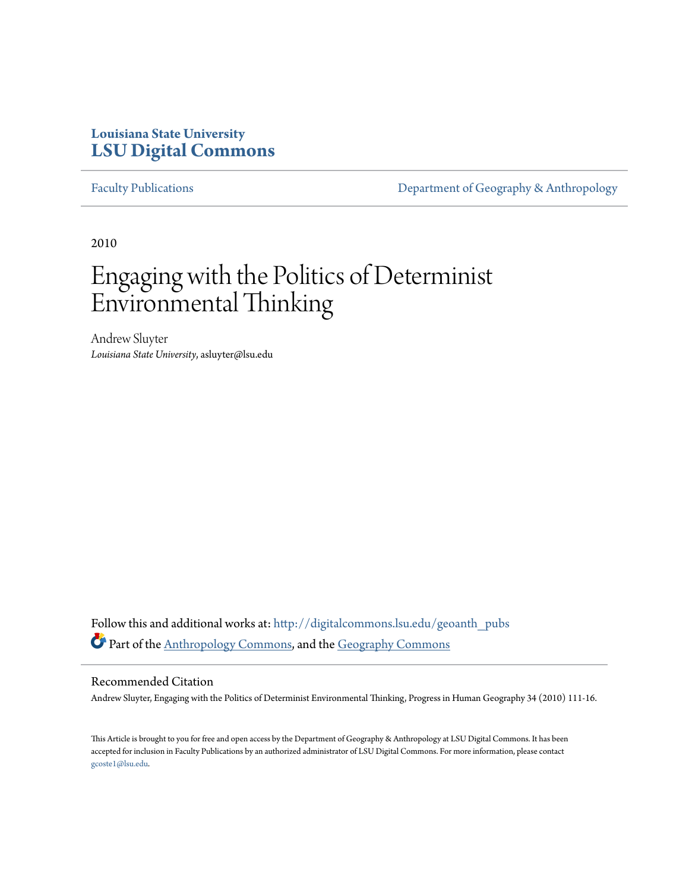**Louisiana State University**
**LSU Digital Commons**

Faculty Publications | Department of Geography & Anthropology

2010

# Engaging with the Politics of Determinist Environmental Thinking

Andrew Sluyter
*Louisiana State University*, asluyter@lsu.edu

Follow this and additional works at: http://digitalcommons.lsu.edu/geoanth_pubs

Part of the Anthropology Commons, and the Geography Commons

## Recommended Citation

Andrew Sluyter, Engaging with the Politics of Determinist Environmental Thinking, Progress in Human Geography 34 (2010) 111-16.

This Article is brought to you for free and open access by the Department of Geography & Anthropology at LSU Digital Commons. It has been accepted for inclusion in Faculty Publications by an authorized administrator of LSU Digital Commons. For more information, please contact gcoste1@lsu.edu.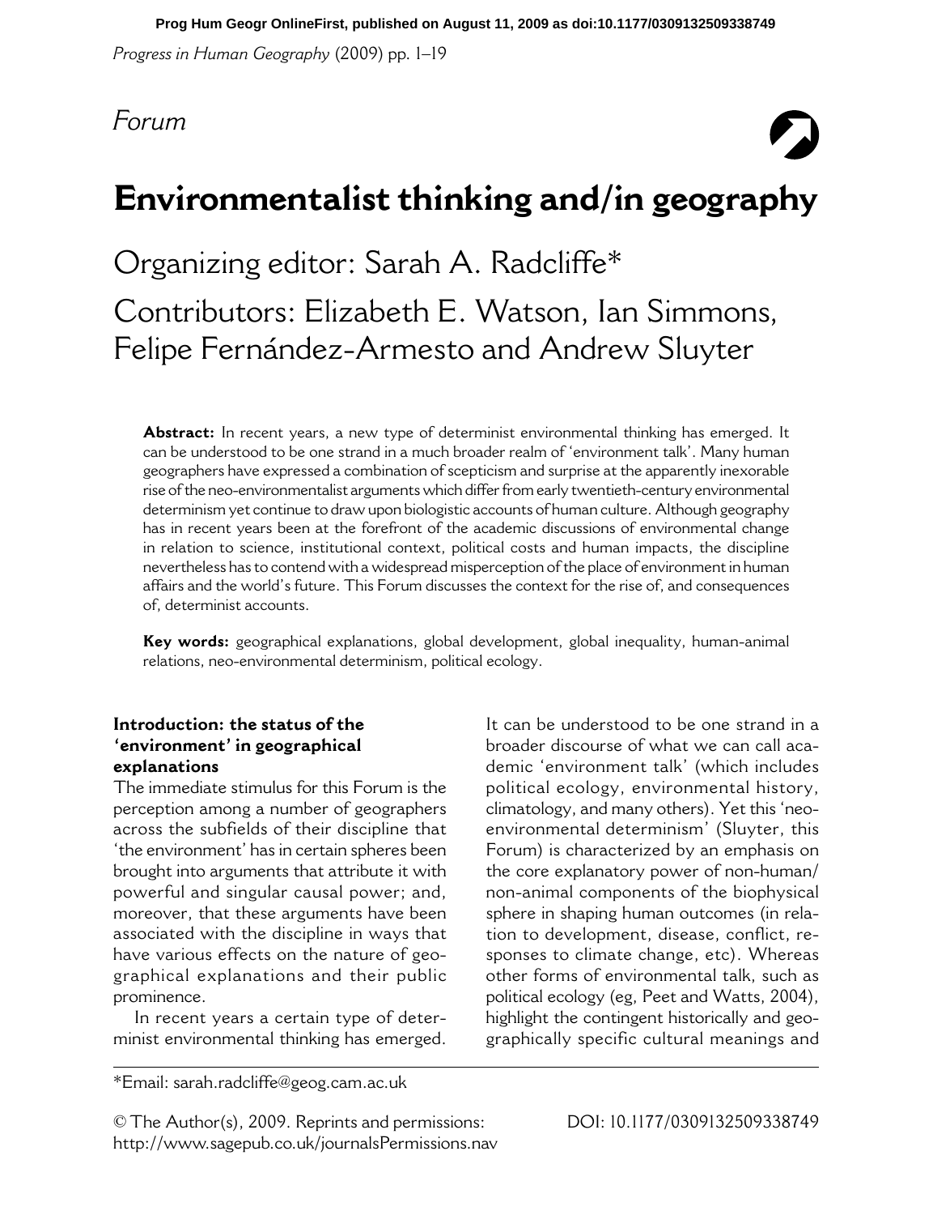*Forum*

# Environmentalist thinking and/in geography

## Organizing editor: Sarah A. Radcliffe*

## Contributors: Elizabeth E. Watson, Ian Simmons, Felipe Fernández-Armesto and Andrew Sluyter

**Abstract:** In recent years, a new type of determinist environmental thinking has emerged. It can be understood to be one strand in a much broader realm of 'environment talk'. Many human geographers have expressed a combination of scepticism and surprise at the apparently inexorable rise of the neo-environmentalist arguments which differ from early twentieth-century environmental determinism yet continue to draw upon biologistic accounts of human culture. Although geography has in recent years been at the forefront of the academic discussions of environmental change in relation to science, institutional context, political costs and human impacts, the discipline nevertheless has to contend with a widespread misperception of the place of environment in human affairs and the world's future. This Forum discusses the context for the rise of, and consequences of, determinist accounts.

**Key words:** geographical explanations, global development, global inequality, human-animal relations, neo-environmental determinism, political ecology.

### Introduction: the status of the 'environment' in geographical explanations

The immediate stimulus for this Forum is the perception among a number of geographers across the subfields of their discipline that 'the environment' has in certain spheres been brought into arguments that attribute it with powerful and singular causal power; and, moreover, that these arguments have been associated with the discipline in ways that have various effects on the nature of geographical explanations and their public prominence.

In recent years a certain type of determinist environmental thinking has emerged. It can be understood to be one strand in a broader discourse of what we can call academic 'environment talk' (which includes political ecology, environmental history, climatology, and many others). Yet this 'neo-environmental determinism' (Sluyter, this Forum) is characterized by an emphasis on the core explanatory power of non-human/non-animal components of the biophysical sphere in shaping human outcomes (in relation to development, disease, conflict, responses to climate change, etc). Whereas other forms of environmental talk, such as political ecology (eg, Peet and Watts, 2004), highlight the contingent historically and geographically specific cultural meanings and

*Email: sarah.radcliffe@geog.cam.ac.uk

© The Author(s), 2009. Reprints and permissions: http://www.sagepub.co.uk/journalsPermissions.nav

DOI: 10.1177/0309132509338749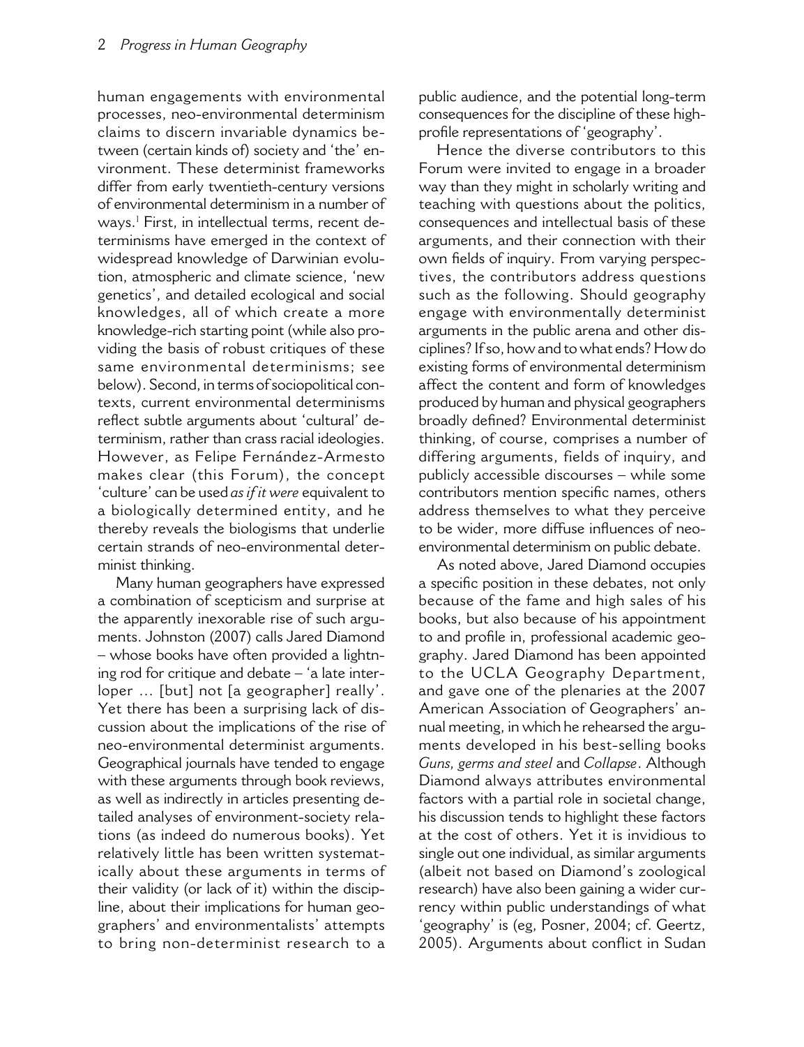human engagements with environmental processes, neo-environmental determinism claims to discern invariable dynamics between (certain kinds of) society and 'the' environment. These determinist frameworks differ from early twentieth-century versions of environmental determinism in a number of ways.[1] First, in intellectual terms, recent determinisms have emerged in the context of widespread knowledge of Darwinian evolution, atmospheric and climate science, 'new genetics', and detailed ecological and social knowledges, all of which create a more knowledge-rich starting point (while also providing the basis of robust critiques of these same environmental determinisms; see below). Second, in terms of sociopolitical contexts, current environmental determinisms reflect subtle arguments about 'cultural' determinism, rather than crass racial ideologies. However, as Felipe Fernández-Armesto makes clear (this Forum), the concept 'culture' can be used *as if it were* equivalent to a biologically determined entity, and he thereby reveals the biologisms that underlie certain strands of neo-environmental determinist thinking.

Many human geographers have expressed a combination of scepticism and surprise at the apparently inexorable rise of such arguments. Johnston (2007) calls Jared Diamond – whose books have often provided a lightning rod for critique and debate – 'a late interloper … [but] not [a geographer] really'. Yet there has been a surprising lack of discussion about the implications of the rise of neo-environmental determinist arguments. Geographical journals have tended to engage with these arguments through book reviews, as well as indirectly in articles presenting detailed analyses of environment-society relations (as indeed do numerous books). Yet relatively little has been written systematically about these arguments in terms of their validity (or lack of it) within the discipline, about their implications for human geographers' and environmentalists' attempts to bring non-determinist research to a public audience, and the potential long-term consequences for the discipline of these high-profile representations of 'geography'.

Hence the diverse contributors to this Forum were invited to engage in a broader way than they might in scholarly writing and teaching with questions about the politics, consequences and intellectual basis of these arguments, and their connection with their own fields of inquiry. From varying perspectives, the contributors address questions such as the following. Should geography engage with environmentally determinist arguments in the public arena and other disciplines? If so, how and to what ends? How do existing forms of environmental determinism affect the content and form of knowledges produced by human and physical geographers broadly defined? Environmental determinist thinking, of course, comprises a number of differing arguments, fields of inquiry, and publicly accessible discourses – while some contributors mention specific names, others address themselves to what they perceive to be wider, more diffuse influences of neo-environmental determinism on public debate.

As noted above, Jared Diamond occupies a specific position in these debates, not only because of the fame and high sales of his books, but also because of his appointment to and profile in, professional academic geography. Jared Diamond has been appointed to the UCLA Geography Department, and gave one of the plenaries at the 2007 American Association of Geographers' annual meeting, in which he rehearsed the arguments developed in his best-selling books *Guns, germs and steel* and *Collapse*. Although Diamond always attributes environmental factors with a partial role in societal change, his discussion tends to highlight these factors at the cost of others. Yet it is invidious to single out one individual, as similar arguments (albeit not based on Diamond's zoological research) have also been gaining a wider currency within public understandings of what 'geography' is (eg, Posner, 2004; cf. Geertz, 2005). Arguments about conflict in Sudan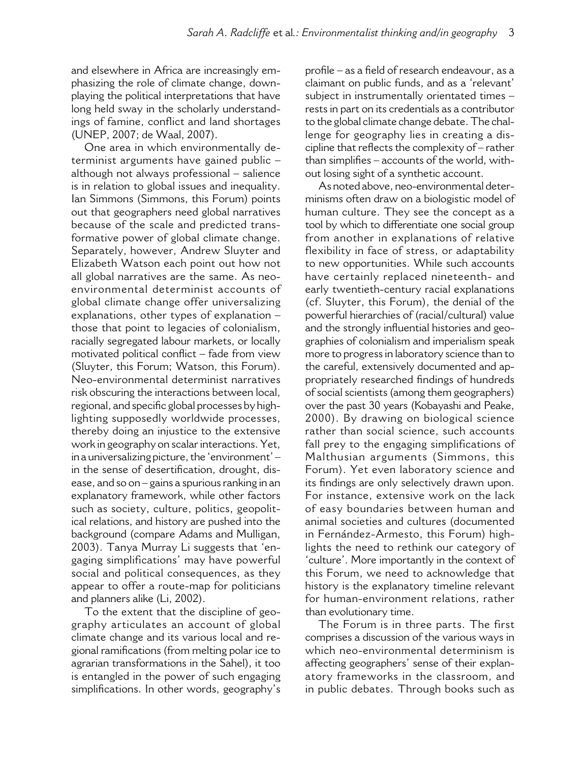and elsewhere in Africa are increasingly emphasizing the role of climate change, downplaying the political interpretations that have long held sway in the scholarly understandings of famine, conflict and land shortages (UNEP, 2007; de Waal, 2007).

One area in which environmentally determinist arguments have gained public – although not always professional – salience is in relation to global issues and inequality. Ian Simmons (Simmons, this Forum) points out that geographers need global narratives because of the scale and predicted transformative power of global climate change. Separately, however, Andrew Sluyter and Elizabeth Watson each point out how not all global narratives are the same. As neo-environmental determinist accounts of global climate change offer universalizing explanations, other types of explanation – those that point to legacies of colonialism, racially segregated labour markets, or locally motivated political conflict – fade from view (Sluyter, this Forum; Watson, this Forum). Neo-environmental determinist narratives risk obscuring the interactions between local, regional, and specific global processes by highlighting supposedly worldwide processes, thereby doing an injustice to the extensive work in geography on scalar interactions. Yet, in a universalizing picture, the 'environment' – in the sense of desertification, drought, disease, and so on – gains a spurious ranking in an explanatory framework, while other factors such as society, culture, politics, geopolitical relations, and history are pushed into the background (compare Adams and Mulligan, 2003). Tanya Murray Li suggests that 'engaging simplifications' may have powerful social and political consequences, as they appear to offer a route-map for politicians and planners alike (Li, 2002).

To the extent that the discipline of geography articulates an account of global climate change and its various local and regional ramifications (from melting polar ice to agrarian transformations in the Sahel), it too is entangled in the power of such engaging simplifications. In other words, geography's profile – as a field of research endeavour, as a claimant on public funds, and as a 'relevant' subject in instrumentally orientated times – rests in part on its credentials as a contributor to the global climate change debate. The challenge for geography lies in creating a discipline that reflects the complexity of – rather than simplifies – accounts of the world, without losing sight of a synthetic account.

As noted above, neo-environmental determinisms often draw on a biologistic model of human culture. They see the concept as a tool by which to differentiate one social group from another in explanations of relative flexibility in face of stress, or adaptability to new opportunities. While such accounts have certainly replaced nineteenth- and early twentieth-century racial explanations (cf. Sluyter, this Forum), the denial of the powerful hierarchies of (racial/cultural) value and the strongly influential histories and geographies of colonialism and imperialism speak more to progress in laboratory science than to the careful, extensively documented and appropriately researched findings of hundreds of social scientists (among them geographers) over the past 30 years (Kobayashi and Peake, 2000). By drawing on biological science rather than social science, such accounts fall prey to the engaging simplifications of Malthusian arguments (Simmons, this Forum). Yet even laboratory science and its findings are only selectively drawn upon. For instance, extensive work on the lack of easy boundaries between human and animal societies and cultures (documented in Fernández-Armesto, this Forum) highlights the need to rethink our category of 'culture'. More importantly in the context of this Forum, we need to acknowledge that history is the explanatory timeline relevant for human-environment relations, rather than evolutionary time.

The Forum is in three parts. The first comprises a discussion of the various ways in which neo-environmental determinism is affecting geographers' sense of their explanatory frameworks in the classroom, and in public debates. Through books such as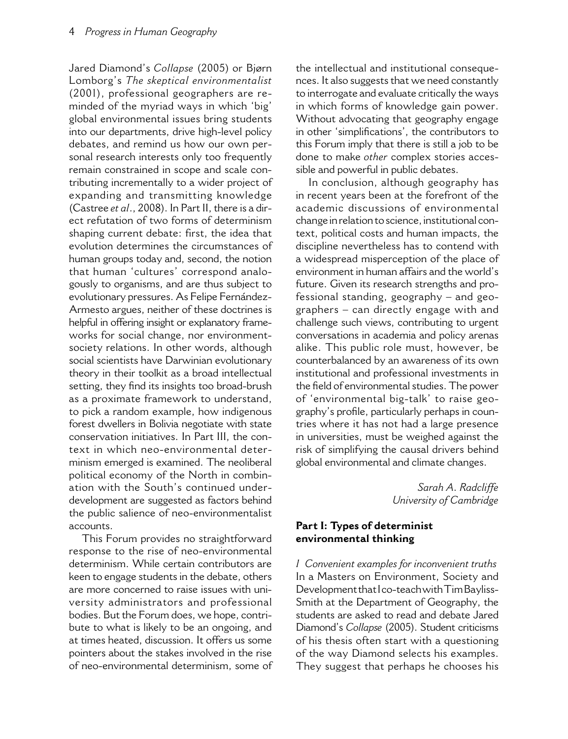Jared Diamond's *Collapse* (2005) or Bjørn Lomborg's *The skeptical environmentalist* (2001), professional geographers are reminded of the myriad ways in which 'big' global environmental issues bring students into our departments, drive high-level policy debates, and remind us how our own personal research interests only too frequently remain constrained in scope and scale contributing incrementally to a wider project of expanding and transmitting knowledge (Castree *et al*., 2008). In Part II, there is a direct refutation of two forms of determinism shaping current debate: first, the idea that evolution determines the circumstances of human groups today and, second, the notion that human 'cultures' correspond analogously to organisms, and are thus subject to evolutionary pressures. As Felipe Fernández-Armesto argues, neither of these doctrines is helpful in offering insight or explanatory frameworks for social change, nor environment-society relations. In other words, although social scientists have Darwinian evolutionary theory in their toolkit as a broad intellectual setting, they find its insights too broad-brush as a proximate framework to understand, to pick a random example, how indigenous forest dwellers in Bolivia negotiate with state conservation initiatives. In Part III, the context in which neo-environmental determinism emerged is examined. The neoliberal political economy of the North in combination with the South's continued underdevelopment are suggested as factors behind the public salience of neo-environmentalist accounts.

This Forum provides no straightforward response to the rise of neo-environmental determinism. While certain contributors are keen to engage students in the debate, others are more concerned to raise issues with university administrators and professional bodies. But the Forum does, we hope, contribute to what is likely to be an ongoing, and at times heated, discussion. It offers us some pointers about the stakes involved in the rise of neo-environmental determinism, some of the intellectual and institutional consequences. It also suggests that we need constantly to interrogate and evaluate critically the ways in which forms of knowledge gain power. Without advocating that geography engage in other 'simplifications', the contributors to this Forum imply that there is still a job to be done to make *other* complex stories accessible and powerful in public debates.

In conclusion, although geography has in recent years been at the forefront of the academic discussions of environmental change in relation to science, institutional context, political costs and human impacts, the discipline nevertheless has to contend with a widespread misperception of the place of environment in human affairs and the world's future. Given its research strengths and professional standing, geography – and geographers – can directly engage with and challenge such views, contributing to urgent conversations in academia and policy arenas alike. This public role must, however, be counterbalanced by an awareness of its own institutional and professional investments in the field of environmental studies. The power of 'environmental big-talk' to raise geography's profile, particularly perhaps in countries where it has not had a large presence in universities, must be weighed against the risk of simplifying the causal drivers behind global environmental and climate changes.

*Sarah A. Radcliffe*
*University of Cambridge*

## Part I: Types of determinist environmental thinking

### *1 Convenient examples for inconvenient truths*

In a Masters on Environment, Society and Development that I co-teach with Tim Bayliss-Smith at the Department of Geography, the students are asked to read and debate Jared Diamond's *Collapse* (2005). Student criticisms of his thesis often start with a questioning of the way Diamond selects his examples. They suggest that perhaps he chooses his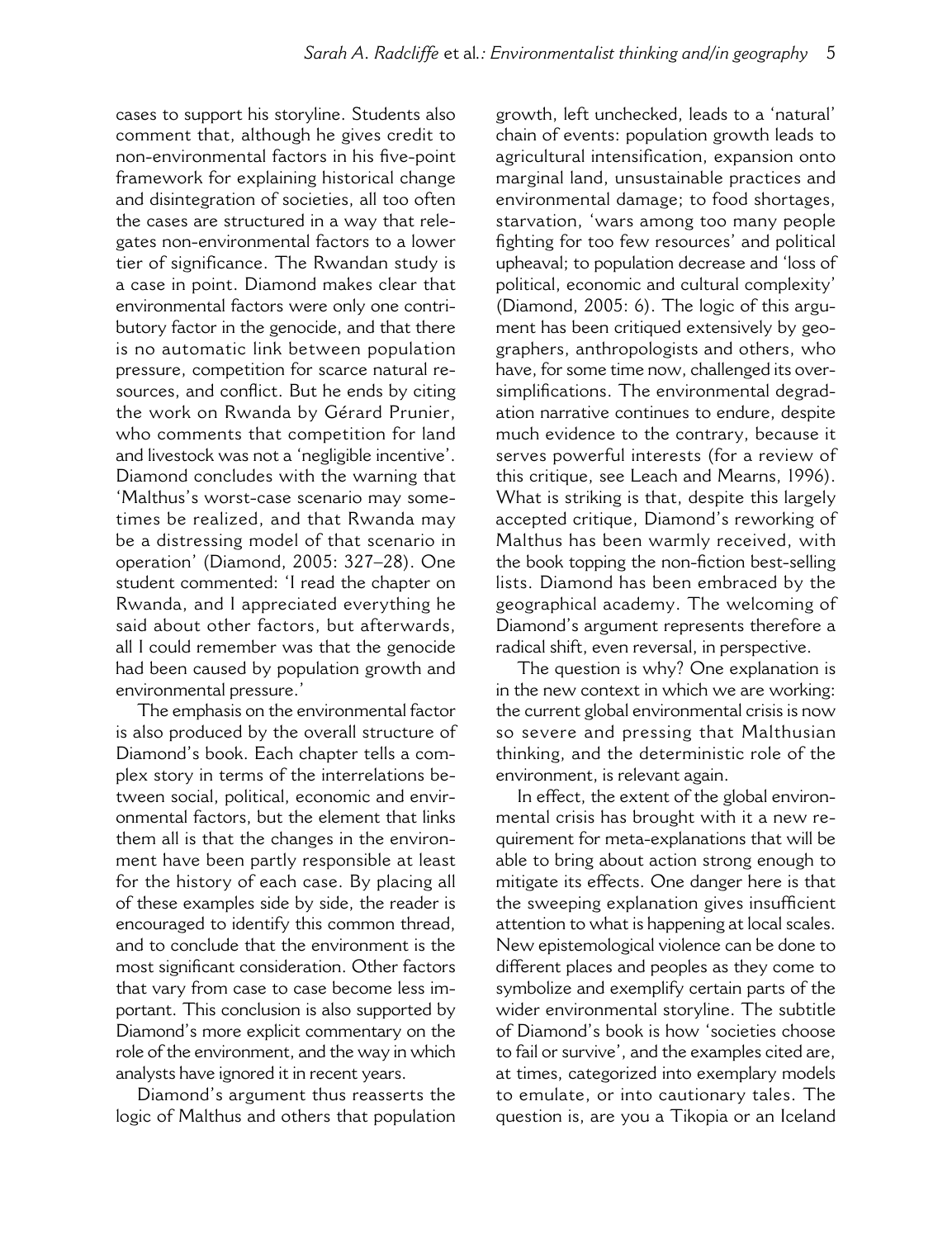cases to support his storyline. Students also comment that, although he gives credit to non-environmental factors in his five-point framework for explaining historical change and disintegration of societies, all too often the cases are structured in a way that relegates non-environmental factors to a lower tier of significance. The Rwandan study is a case in point. Diamond makes clear that environmental factors were only one contributory factor in the genocide, and that there is no automatic link between population pressure, competition for scarce natural resources, and conflict. But he ends by citing the work on Rwanda by Gérard Prunier, who comments that competition for land and livestock was not a 'negligible incentive'. Diamond concludes with the warning that 'Malthus's worst-case scenario may sometimes be realized, and that Rwanda may be a distressing model of that scenario in operation' (Diamond, 2005: 327–28). One student commented: 'I read the chapter on Rwanda, and I appreciated everything he said about other factors, but afterwards, all I could remember was that the genocide had been caused by population growth and environmental pressure.'

The emphasis on the environmental factor is also produced by the overall structure of Diamond's book. Each chapter tells a complex story in terms of the interrelations between social, political, economic and environmental factors, but the element that links them all is that the changes in the environment have been partly responsible at least for the history of each case. By placing all of these examples side by side, the reader is encouraged to identify this common thread, and to conclude that the environment is the most significant consideration. Other factors that vary from case to case become less important. This conclusion is also supported by Diamond's more explicit commentary on the role of the environment, and the way in which analysts have ignored it in recent years.

Diamond's argument thus reasserts the logic of Malthus and others that population growth, left unchecked, leads to a 'natural' chain of events: population growth leads to agricultural intensification, expansion onto marginal land, unsustainable practices and environmental damage; to food shortages, starvation, 'wars among too many people fighting for too few resources' and political upheaval; to population decrease and 'loss of political, economic and cultural complexity' (Diamond, 2005: 6). The logic of this argument has been critiqued extensively by geographers, anthropologists and others, who have, for some time now, challenged its oversimplifications. The environmental degradation narrative continues to endure, despite much evidence to the contrary, because it serves powerful interests (for a review of this critique, see Leach and Mearns, 1996). What is striking is that, despite this largely accepted critique, Diamond's reworking of Malthus has been warmly received, with the book topping the non-fiction best-selling lists. Diamond has been embraced by the geographical academy. The welcoming of Diamond's argument represents therefore a radical shift, even reversal, in perspective.

The question is why? One explanation is in the new context in which we are working: the current global environmental crisis is now so severe and pressing that Malthusian thinking, and the deterministic role of the environment, is relevant again.

In effect, the extent of the global environmental crisis has brought with it a new requirement for meta-explanations that will be able to bring about action strong enough to mitigate its effects. One danger here is that the sweeping explanation gives insufficient attention to what is happening at local scales. New epistemological violence can be done to different places and peoples as they come to symbolize and exemplify certain parts of the wider environmental storyline. The subtitle of Diamond's book is how 'societies choose to fail or survive', and the examples cited are, at times, categorized into exemplary models to emulate, or into cautionary tales. The question is, are you a Tikopia or an Iceland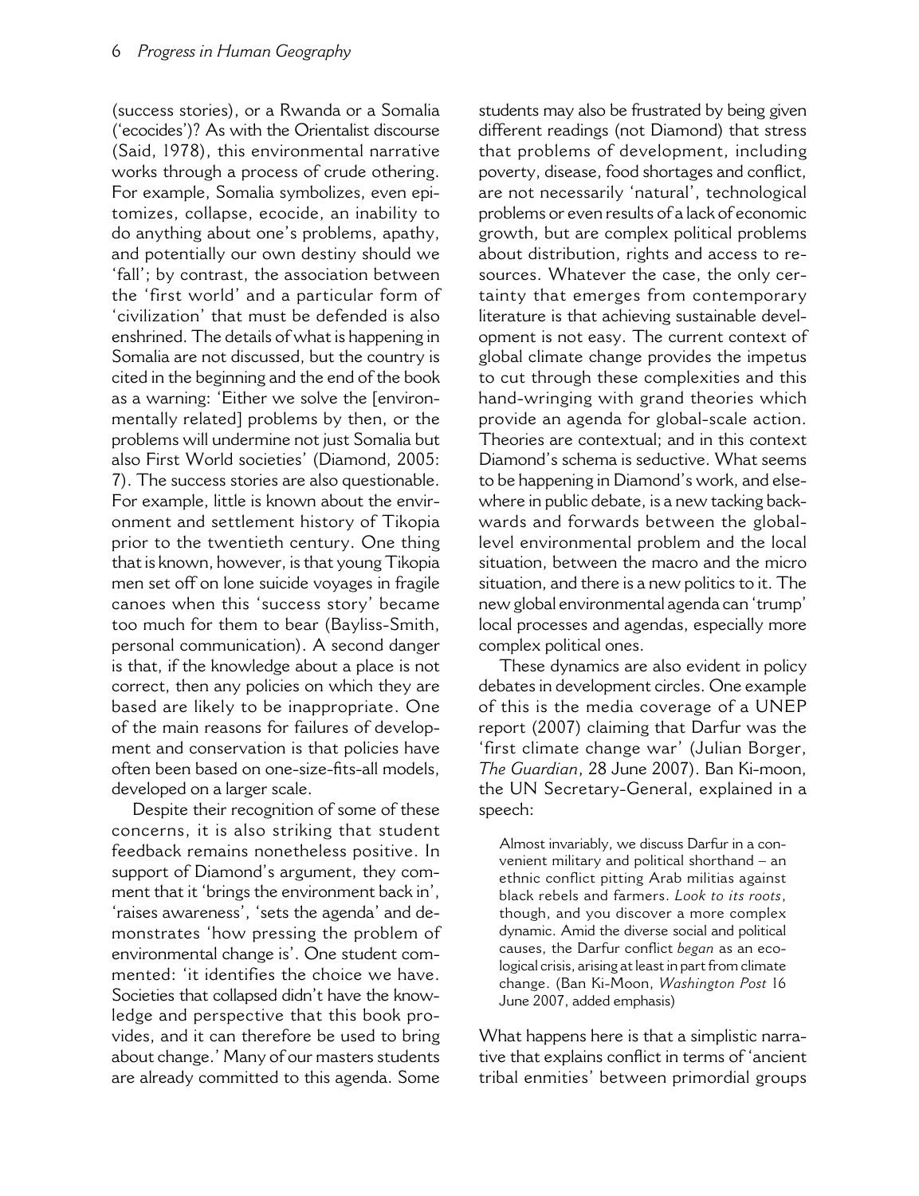(success stories), or a Rwanda or a Somalia ('ecocides')? As with the Orientalist discourse (Said, 1978), this environmental narrative works through a process of crude othering. For example, Somalia symbolizes, even epitomizes, collapse, ecocide, an inability to do anything about one's problems, apathy, and potentially our own destiny should we 'fall'; by contrast, the association between the 'first world' and a particular form of 'civilization' that must be defended is also enshrined. The details of what is happening in Somalia are not discussed, but the country is cited in the beginning and the end of the book as a warning: 'Either we solve the [environmentally related] problems by then, or the problems will undermine not just Somalia but also First World societies' (Diamond, 2005: 7). The success stories are also questionable. For example, little is known about the environment and settlement history of Tikopia prior to the twentieth century. One thing that is known, however, is that young Tikopia men set off on lone suicide voyages in fragile canoes when this 'success story' became too much for them to bear (Bayliss-Smith, personal communication). A second danger is that, if the knowledge about a place is not correct, then any policies on which they are based are likely to be inappropriate. One of the main reasons for failures of development and conservation is that policies have often been based on one-size-fits-all models, developed on a larger scale.

Despite their recognition of some of these concerns, it is also striking that student feedback remains nonetheless positive. In support of Diamond's argument, they comment that it 'brings the environment back in', 'raises awareness', 'sets the agenda' and demonstrates 'how pressing the problem of environmental change is'. One student commented: 'it identifies the choice we have. Societies that collapsed didn't have the knowledge and perspective that this book provides, and it can therefore be used to bring about change.' Many of our masters students are already committed to this agenda. Some students may also be frustrated by being given different readings (not Diamond) that stress that problems of development, including poverty, disease, food shortages and conflict, are not necessarily 'natural', technological problems or even results of a lack of economic growth, but are complex political problems about distribution, rights and access to resources. Whatever the case, the only certainty that emerges from contemporary literature is that achieving sustainable development is not easy. The current context of global climate change provides the impetus to cut through these complexities and this hand-wringing with grand theories which provide an agenda for global-scale action. Theories are contextual; and in this context Diamond's schema is seductive. What seems to be happening in Diamond's work, and elsewhere in public debate, is a new tacking backwards and forwards between the global-level environmental problem and the local situation, between the macro and the micro situation, and there is a new politics to it. The new global environmental agenda can 'trump' local processes and agendas, especially more complex political ones.

These dynamics are also evident in policy debates in development circles. One example of this is the media coverage of a UNEP report (2007) claiming that Darfur was the 'first climate change war' (Julian Borger, *The Guardian*, 28 June 2007). Ban Ki-moon, the UN Secretary-General, explained in a speech:

> Almost invariably, we discuss Darfur in a convenient military and political shorthand – an ethnic conflict pitting Arab militias against black rebels and farmers. *Look to its roots*, though, and you discover a more complex dynamic. Amid the diverse social and political causes, the Darfur conflict *began* as an ecological crisis, arising at least in part from climate change. (Ban Ki-Moon, *Washington Post* 16 June 2007, added emphasis)

What happens here is that a simplistic narrative that explains conflict in terms of 'ancient tribal enmities' between primordial groups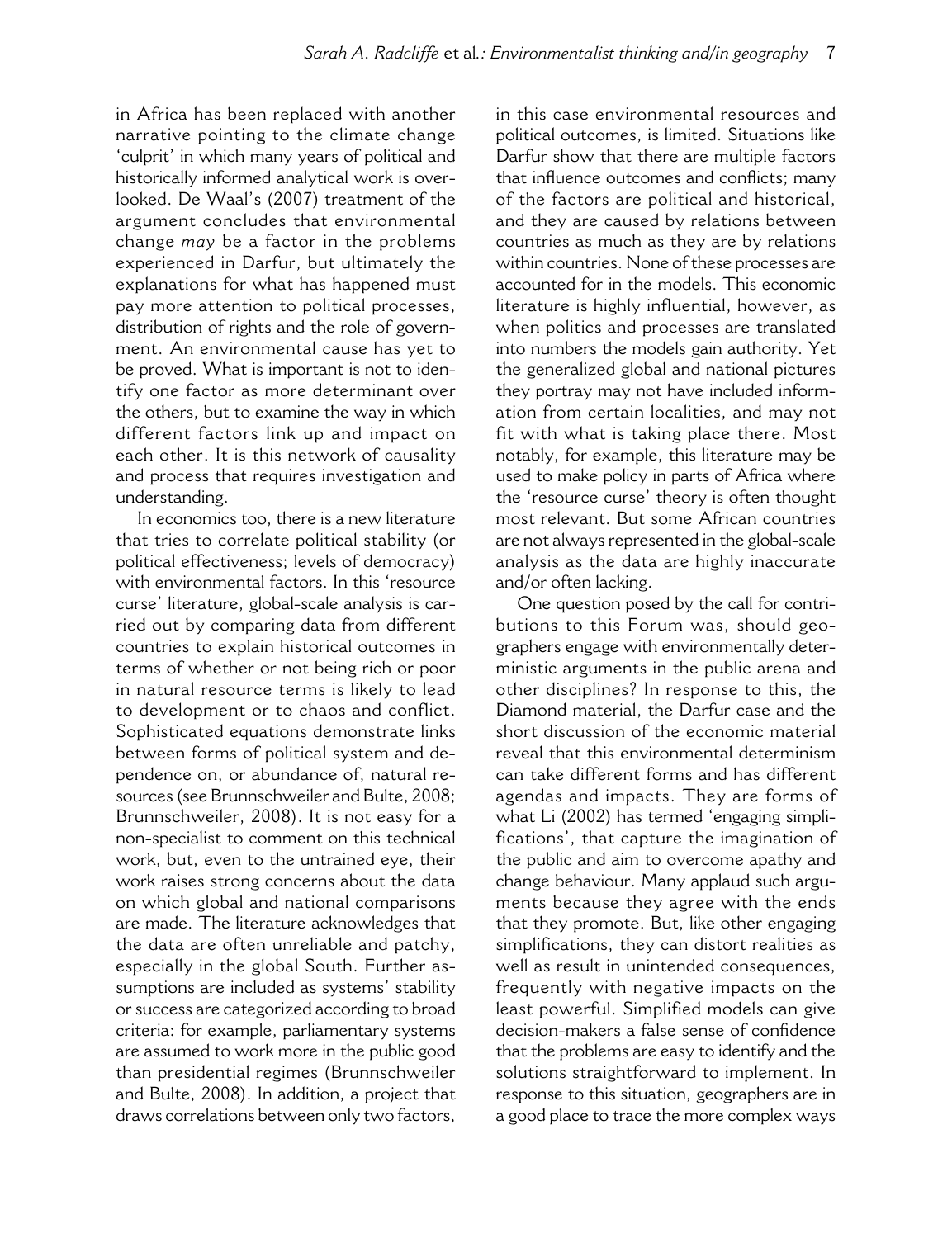in Africa has been replaced with another narrative pointing to the climate change 'culprit' in which many years of political and historically informed analytical work is overlooked. De Waal's (2007) treatment of the argument concludes that environmental change *may* be a factor in the problems experienced in Darfur, but ultimately the explanations for what has happened must pay more attention to political processes, distribution of rights and the role of government. An environmental cause has yet to be proved. What is important is not to identify one factor as more determinant over the others, but to examine the way in which different factors link up and impact on each other. It is this network of causality and process that requires investigation and understanding.

In economics too, there is a new literature that tries to correlate political stability (or political effectiveness; levels of democracy) with environmental factors. In this 'resource curse' literature, global-scale analysis is carried out by comparing data from different countries to explain historical outcomes in terms of whether or not being rich or poor in natural resource terms is likely to lead to development or to chaos and conflict. Sophisticated equations demonstrate links between forms of political system and dependence on, or abundance of, natural resources (see Brunnschweiler and Bulte, 2008; Brunnschweiler, 2008). It is not easy for a non-specialist to comment on this technical work, but, even to the untrained eye, their work raises strong concerns about the data on which global and national comparisons are made. The literature acknowledges that the data are often unreliable and patchy, especially in the global South. Further assumptions are included as systems' stability or success are categorized according to broad criteria: for example, parliamentary systems are assumed to work more in the public good than presidential regimes (Brunnschweiler and Bulte, 2008). In addition, a project that draws correlations between only two factors, in this case environmental resources and political outcomes, is limited. Situations like Darfur show that there are multiple factors that influence outcomes and conflicts; many of the factors are political and historical, and they are caused by relations between countries as much as they are by relations within countries. None of these processes are accounted for in the models. This economic literature is highly influential, however, as when politics and processes are translated into numbers the models gain authority. Yet the generalized global and national pictures they portray may not have included information from certain localities, and may not fit with what is taking place there. Most notably, for example, this literature may be used to make policy in parts of Africa where the 'resource curse' theory is often thought most relevant. But some African countries are not always represented in the global-scale analysis as the data are highly inaccurate and/or often lacking.

One question posed by the call for contributions to this Forum was, should geographers engage with environmentally deterministic arguments in the public arena and other disciplines? In response to this, the Diamond material, the Darfur case and the short discussion of the economic material reveal that this environmental determinism can take different forms and has different agendas and impacts. They are forms of what Li (2002) has termed 'engaging simplifications', that capture the imagination of the public and aim to overcome apathy and change behaviour. Many applaud such arguments because they agree with the ends that they promote. But, like other engaging simplifications, they can distort realities as well as result in unintended consequences, frequently with negative impacts on the least powerful. Simplified models can give decision-makers a false sense of confidence that the problems are easy to identify and the solutions straightforward to implement. In response to this situation, geographers are in a good place to trace the more complex ways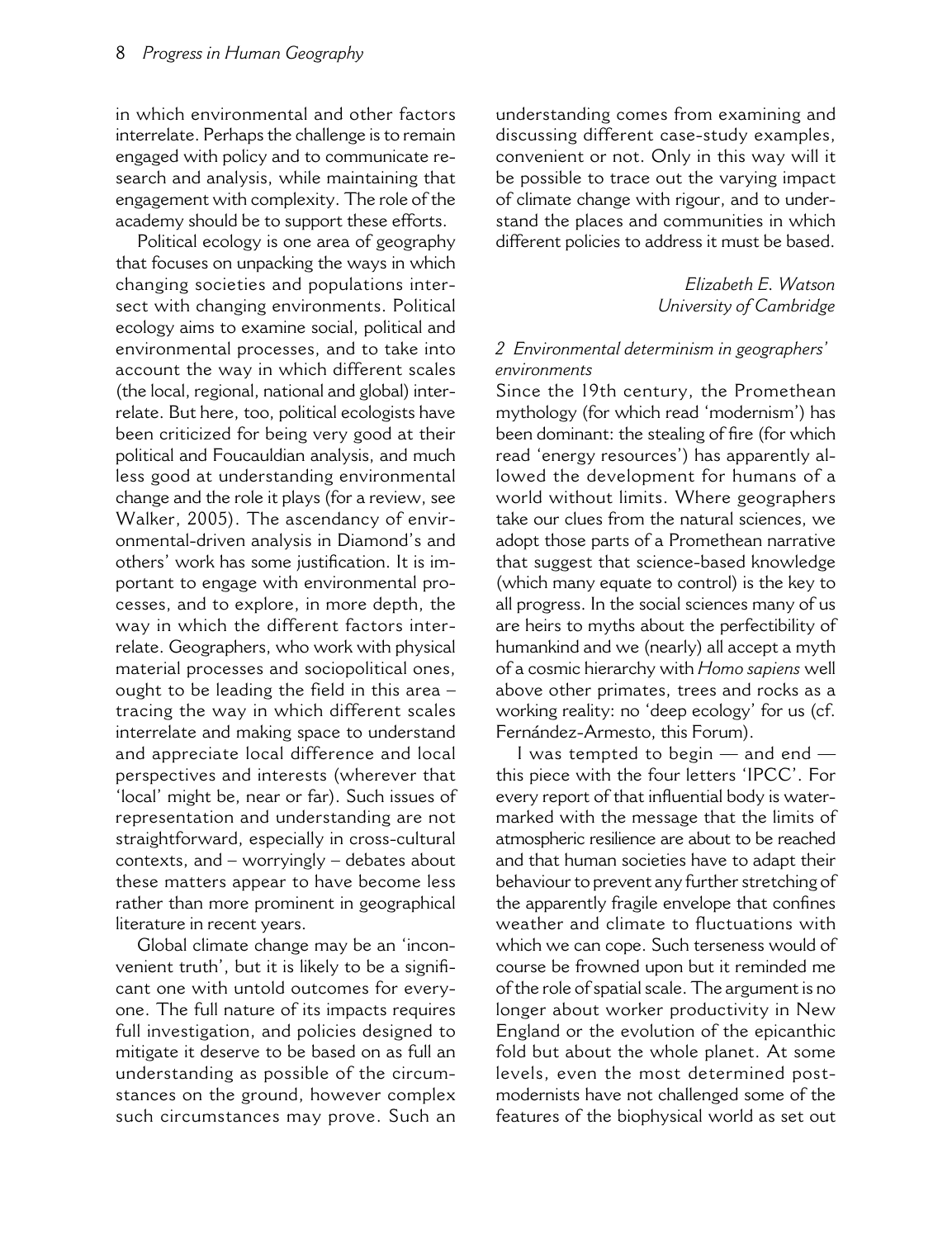in which environmental and other factors interrelate. Perhaps the challenge is to remain engaged with policy and to communicate research and analysis, while maintaining that engagement with complexity. The role of the academy should be to support these efforts.

Political ecology is one area of geography that focuses on unpacking the ways in which changing societies and populations intersect with changing environments. Political ecology aims to examine social, political and environmental processes, and to take into account the way in which different scales (the local, regional, national and global) interrelate. But here, too, political ecologists have been criticized for being very good at their political and Foucauldian analysis, and much less good at understanding environmental change and the role it plays (for a review, see Walker, 2005). The ascendancy of environmental-driven analysis in Diamond's and others' work has some justification. It is important to engage with environmental processes, and to explore, in more depth, the way in which the different factors interrelate. Geographers, who work with physical material processes and sociopolitical ones, ought to be leading the field in this area – tracing the way in which different scales interrelate and making space to understand and appreciate local difference and local perspectives and interests (wherever that 'local' might be, near or far). Such issues of representation and understanding are not straightforward, especially in cross-cultural contexts, and – worryingly – debates about these matters appear to have become less rather than more prominent in geographical literature in recent years.

Global climate change may be an 'inconvenient truth', but it is likely to be a significant one with untold outcomes for everyone. The full nature of its impacts requires full investigation, and policies designed to mitigate it deserve to be based on as full an understanding as possible of the circumstances on the ground, however complex such circumstances may prove. Such an understanding comes from examining and discussing different case-study examples, convenient or not. Only in this way will it be possible to trace out the varying impact of climate change with rigour, and to understand the places and communities in which different policies to address it must be based.

*Elizabeth E. Watson*
*University of Cambridge*

### *2 Environmental determinism in geographers' environments*

Since the 19th century, the Promethean mythology (for which read 'modernism') has been dominant: the stealing of fire (for which read 'energy resources') has apparently allowed the development for humans of a world without limits. Where geographers take our clues from the natural sciences, we adopt those parts of a Promethean narrative that suggest that science-based knowledge (which many equate to control) is the key to all progress. In the social sciences many of us are heirs to myths about the perfectibility of humankind and we (nearly) all accept a myth of a cosmic hierarchy with *Homo sapiens* well above other primates, trees and rocks as a working reality: no 'deep ecology' for us (cf. Fernández-Armesto, this Forum).

I was tempted to begin — and end — this piece with the four letters 'IPCC'. For every report of that influential body is watermarked with the message that the limits of atmospheric resilience are about to be reached and that human societies have to adapt their behaviour to prevent any further stretching of the apparently fragile envelope that confines weather and climate to fluctuations with which we can cope. Such terseness would of course be frowned upon but it reminded me of the role of spatial scale. The argument is no longer about worker productivity in New England or the evolution of the epicanthic fold but about the whole planet. At some levels, even the most determined postmodernists have not challenged some of the features of the biophysical world as set out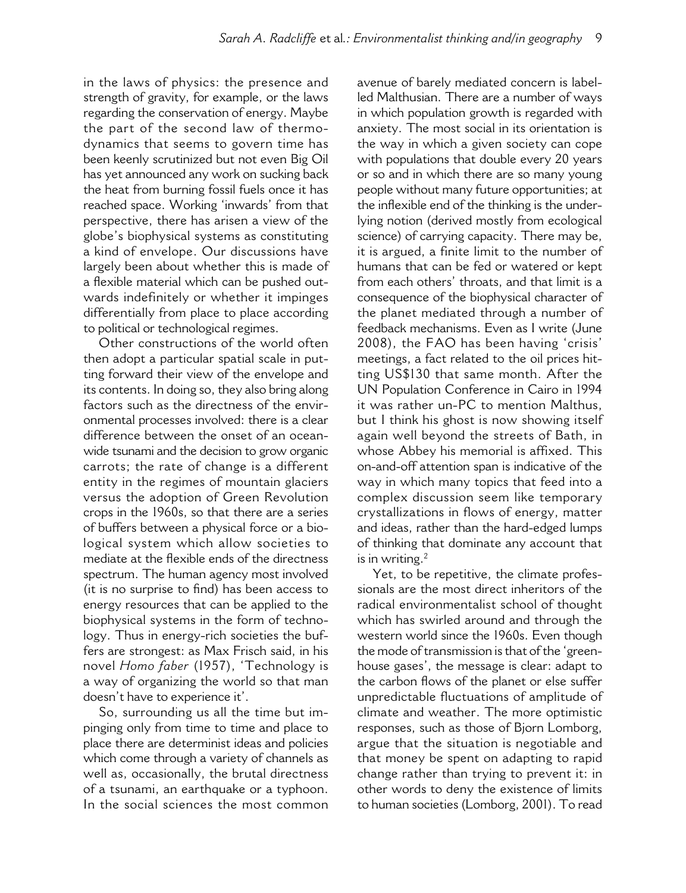in the laws of physics: the presence and strength of gravity, for example, or the laws regarding the conservation of energy. Maybe the part of the second law of thermodynamics that seems to govern time has been keenly scrutinized but not even Big Oil has yet announced any work on sucking back the heat from burning fossil fuels once it has reached space. Working 'inwards' from that perspective, there has arisen a view of the globe's biophysical systems as constituting a kind of envelope. Our discussions have largely been about whether this is made of a flexible material which can be pushed outwards indefinitely or whether it impinges differentially from place to place according to political or technological regimes.

Other constructions of the world often then adopt a particular spatial scale in putting forward their view of the envelope and its contents. In doing so, they also bring along factors such as the directness of the environmental processes involved: there is a clear difference between the onset of an ocean-wide tsunami and the decision to grow organic carrots; the rate of change is a different entity in the regimes of mountain glaciers versus the adoption of Green Revolution crops in the 1960s, so that there are a series of buffers between a physical force or a biological system which allow societies to mediate at the flexible ends of the directness spectrum. The human agency most involved (it is no surprise to find) has been access to energy resources that can be applied to the biophysical systems in the form of technology. Thus in energy-rich societies the buffers are strongest: as Max Frisch said, in his novel *Homo faber* (1957), 'Technology is a way of organizing the world so that man doesn't have to experience it'.

So, surrounding us all the time but impinging only from time to time and place to place there are determinist ideas and policies which come through a variety of channels as well as, occasionally, the brutal directness of a tsunami, an earthquake or a typhoon. In the social sciences the most common avenue of barely mediated concern is labelled Malthusian. There are a number of ways in which population growth is regarded with anxiety. The most social in its orientation is the way in which a given society can cope with populations that double every 20 years or so and in which there are so many young people without many future opportunities; at the inflexible end of the thinking is the underlying notion (derived mostly from ecological science) of carrying capacity. There may be, it is argued, a finite limit to the number of humans that can be fed or watered or kept from each others' throats, and that limit is a consequence of the biophysical character of the planet mediated through a number of feedback mechanisms. Even as I write (June 2008), the FAO has been having 'crisis' meetings, a fact related to the oil prices hitting US$130 that same month. After the UN Population Conference in Cairo in 1994 it was rather un-PC to mention Malthus, but I think his ghost is now showing itself again well beyond the streets of Bath, in whose Abbey his memorial is affixed. This on-and-off attention span is indicative of the way in which many topics that feed into a complex discussion seem like temporary crystallizations in flows of energy, matter and ideas, rather than the hard-edged lumps of thinking that dominate any account that is in writing.[2]

Yet, to be repetitive, the climate professionals are the most direct inheritors of the radical environmentalist school of thought which has swirled around and through the western world since the 1960s. Even though the mode of transmission is that of the 'greenhouse gases', the message is clear: adapt to the carbon flows of the planet or else suffer unpredictable fluctuations of amplitude of climate and weather. The more optimistic responses, such as those of Bjorn Lomborg, argue that the situation is negotiable and that money be spent on adapting to rapid change rather than trying to prevent it: in other words to deny the existence of limits to human societies (Lomborg, 2001). To read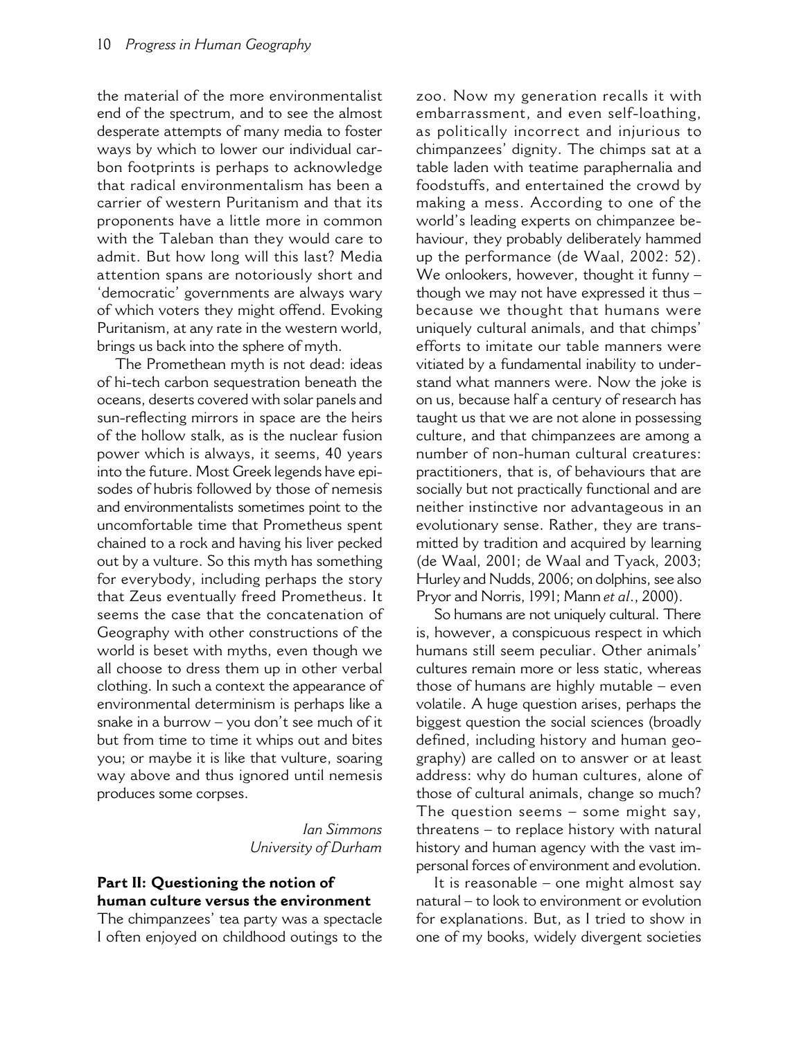the material of the more environmentalist end of the spectrum, and to see the almost desperate attempts of many media to foster ways by which to lower our individual carbon footprints is perhaps to acknowledge that radical environmentalism has been a carrier of western Puritanism and that its proponents have a little more in common with the Taleban than they would care to admit. But how long will this last? Media attention spans are notoriously short and 'democratic' governments are always wary of which voters they might offend. Evoking Puritanism, at any rate in the western world, brings us back into the sphere of myth.

The Promethean myth is not dead: ideas of hi-tech carbon sequestration beneath the oceans, deserts covered with solar panels and sun-reflecting mirrors in space are the heirs of the hollow stalk, as is the nuclear fusion power which is always, it seems, 40 years into the future. Most Greek legends have episodes of hubris followed by those of nemesis and environmentalists sometimes point to the uncomfortable time that Prometheus spent chained to a rock and having his liver pecked out by a vulture. So this myth has something for everybody, including perhaps the story that Zeus eventually freed Prometheus. It seems the case that the concatenation of Geography with other constructions of the world is beset with myths, even though we all choose to dress them up in other verbal clothing. In such a context the appearance of environmental determinism is perhaps like a snake in a burrow – you don't see much of it but from time to time it whips out and bites you; or maybe it is like that vulture, soaring way above and thus ignored until nemesis produces some corpses.

*Ian Simmons*
*University of Durham*

## Part II: Questioning the notion of human culture versus the environment

The chimpanzees' tea party was a spectacle I often enjoyed on childhood outings to the zoo. Now my generation recalls it with embarrassment, and even self-loathing, as politically incorrect and injurious to chimpanzees' dignity. The chimps sat at a table laden with teatime paraphernalia and foodstuffs, and entertained the crowd by making a mess. According to one of the world's leading experts on chimpanzee behaviour, they probably deliberately hammed up the performance (de Waal, 2002: 52). We onlookers, however, thought it funny – though we may not have expressed it thus – because we thought that humans were uniquely cultural animals, and that chimps' efforts to imitate our table manners were vitiated by a fundamental inability to understand what manners were. Now the joke is on us, because half a century of research has taught us that we are not alone in possessing culture, and that chimpanzees are among a number of non-human cultural creatures: practitioners, that is, of behaviours that are socially but not practically functional and are neither instinctive nor advantageous in an evolutionary sense. Rather, they are transmitted by tradition and acquired by learning (de Waal, 2001; de Waal and Tyack, 2003; Hurley and Nudds, 2006; on dolphins, see also Pryor and Norris, 1991; Mann *et al*., 2000).

So humans are not uniquely cultural. There is, however, a conspicuous respect in which humans still seem peculiar. Other animals' cultures remain more or less static, whereas those of humans are highly mutable – even volatile. A huge question arises, perhaps the biggest question the social sciences (broadly defined, including history and human geography) are called on to answer or at least address: why do human cultures, alone of those of cultural animals, change so much? The question seems – some might say, threatens – to replace history with natural history and human agency with the vast impersonal forces of environment and evolution.

It is reasonable – one might almost say natural – to look to environment or evolution for explanations. But, as I tried to show in one of my books, widely divergent societies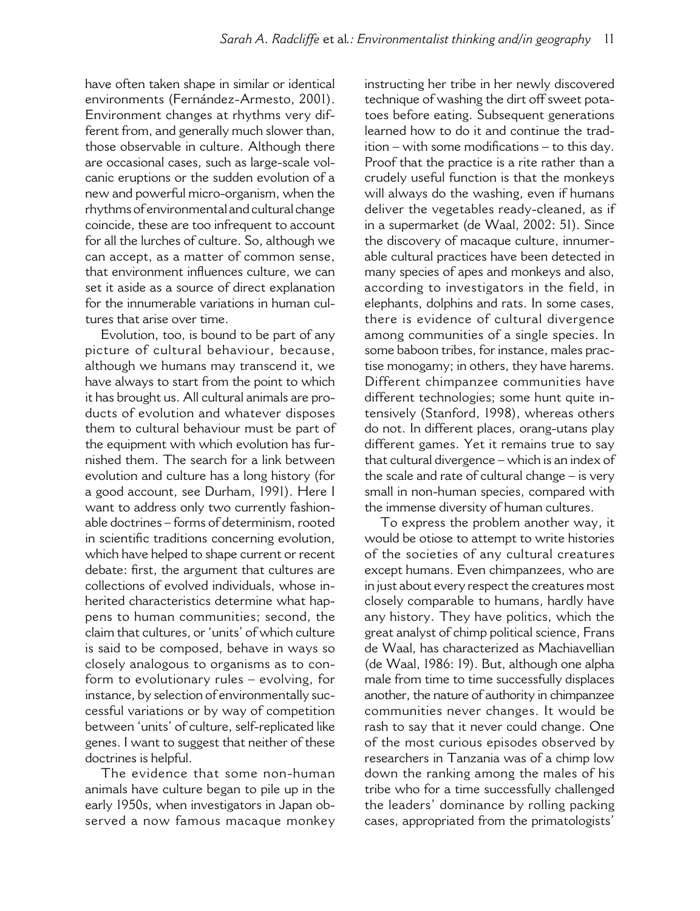have often taken shape in similar or identical environments (Fernández-Armesto, 2001). Environment changes at rhythms very different from, and generally much slower than, those observable in culture. Although there are occasional cases, such as large-scale volcanic eruptions or the sudden evolution of a new and powerful micro-organism, when the rhythms of environmental and cultural change coincide, these are too infrequent to account for all the lurches of culture. So, although we can accept, as a matter of common sense, that environment influences culture, we can set it aside as a source of direct explanation for the innumerable variations in human cultures that arise over time.

Evolution, too, is bound to be part of any picture of cultural behaviour, because, although we humans may transcend it, we have always to start from the point to which it has brought us. All cultural animals are products of evolution and whatever disposes them to cultural behaviour must be part of the equipment with which evolution has furnished them. The search for a link between evolution and culture has a long history (for a good account, see Durham, 1991). Here I want to address only two currently fashionable doctrines – forms of determinism, rooted in scientific traditions concerning evolution, which have helped to shape current or recent debate: first, the argument that cultures are collections of evolved individuals, whose inherited characteristics determine what happens to human communities; second, the claim that cultures, or 'units' of which culture is said to be composed, behave in ways so closely analogous to organisms as to conform to evolutionary rules – evolving, for instance, by selection of environmentally successful variations or by way of competition between 'units' of culture, self-replicated like genes. I want to suggest that neither of these doctrines is helpful.

The evidence that some non-human animals have culture began to pile up in the early 1950s, when investigators in Japan observed a now famous macaque monkey instructing her tribe in her newly discovered technique of washing the dirt off sweet potatoes before eating. Subsequent generations learned how to do it and continue the tradition – with some modifications – to this day. Proof that the practice is a rite rather than a crudely useful function is that the monkeys will always do the washing, even if humans deliver the vegetables ready-cleaned, as if in a supermarket (de Waal, 2002: 51). Since the discovery of macaque culture, innumerable cultural practices have been detected in many species of apes and monkeys and also, according to investigators in the field, in elephants, dolphins and rats. In some cases, there is evidence of cultural divergence among communities of a single species. In some baboon tribes, for instance, males practise monogamy; in others, they have harems. Different chimpanzee communities have different technologies; some hunt quite intensively (Stanford, 1998), whereas others do not. In different places, orang-utans play different games. Yet it remains true to say that cultural divergence – which is an index of the scale and rate of cultural change – is very small in non-human species, compared with the immense diversity of human cultures.

To express the problem another way, it would be otiose to attempt to write histories of the societies of any cultural creatures except humans. Even chimpanzees, who are in just about every respect the creatures most closely comparable to humans, hardly have any history. They have politics, which the great analyst of chimp political science, Frans de Waal, has characterized as Machiavellian (de Waal, 1986: 19). But, although one alpha male from time to time successfully displaces another, the nature of authority in chimpanzee communities never changes. It would be rash to say that it never could change. One of the most curious episodes observed by researchers in Tanzania was of a chimp low down the ranking among the males of his tribe who for a time successfully challenged the leaders' dominance by rolling packing cases, appropriated from the primatologists'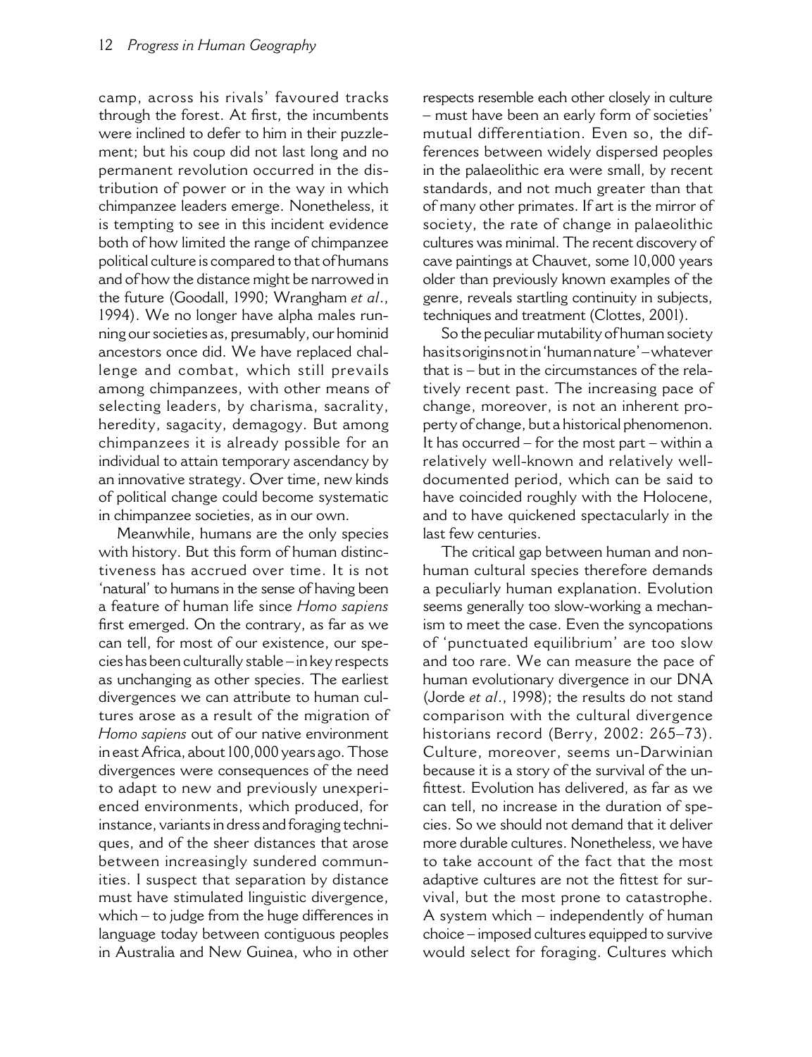camp, across his rivals' favoured tracks through the forest. At first, the incumbents were inclined to defer to him in their puzzlement; but his coup did not last long and no permanent revolution occurred in the distribution of power or in the way in which chimpanzee leaders emerge. Nonetheless, it is tempting to see in this incident evidence both of how limited the range of chimpanzee political culture is compared to that of humans and of how the distance might be narrowed in the future (Goodall, 1990; Wrangham *et al*., 1994). We no longer have alpha males running our societies as, presumably, our hominid ancestors once did. We have replaced challenge and combat, which still prevails among chimpanzees, with other means of selecting leaders, by charisma, sacrality, heredity, sagacity, demagogy. But among chimpanzees it is already possible for an individual to attain temporary ascendancy by an innovative strategy. Over time, new kinds of political change could become systematic in chimpanzee societies, as in our own.

Meanwhile, humans are the only species with history. But this form of human distinctiveness has accrued over time. It is not 'natural' to humans in the sense of having been a feature of human life since *Homo sapiens* first emerged. On the contrary, as far as we can tell, for most of our existence, our species has been culturally stable – in key respects as unchanging as other species. The earliest divergences we can attribute to human cultures arose as a result of the migration of *Homo sapiens* out of our native environment in east Africa, about 100,000 years ago. Those divergences were consequences of the need to adapt to new and previously unexperienced environments, which produced, for instance, variants in dress and foraging techniques, and of the sheer distances that arose between increasingly sundered communities. I suspect that separation by distance must have stimulated linguistic divergence, which – to judge from the huge differences in language today between contiguous peoples in Australia and New Guinea, who in other respects resemble each other closely in culture – must have been an early form of societies' mutual differentiation. Even so, the differences between widely dispersed peoples in the palaeolithic era were small, by recent standards, and not much greater than that of many other primates. If art is the mirror of society, the rate of change in palaeolithic cultures was minimal. The recent discovery of cave paintings at Chauvet, some 10,000 years older than previously known examples of the genre, reveals startling continuity in subjects, techniques and treatment (Clottes, 2001).

So the peculiar mutability of human society has its origins not in 'human nature' – whatever that is – but in the circumstances of the relatively recent past. The increasing pace of change, moreover, is not an inherent property of change, but a historical phenomenon. It has occurred – for the most part – within a relatively well-known and relatively well-documented period, which can be said to have coincided roughly with the Holocene, and to have quickened spectacularly in the last few centuries.

The critical gap between human and non-human cultural species therefore demands a peculiarly human explanation. Evolution seems generally too slow-working a mechanism to meet the case. Even the syncopations of 'punctuated equilibrium' are too slow and too rare. We can measure the pace of human evolutionary divergence in our DNA (Jorde *et al*., 1998); the results do not stand comparison with the cultural divergence historians record (Berry, 2002: 265–73). Culture, moreover, seems un-Darwinian because it is a story of the survival of the unfittest. Evolution has delivered, as far as we can tell, no increase in the duration of species. So we should not demand that it deliver more durable cultures. Nonetheless, we have to take account of the fact that the most adaptive cultures are not the fittest for survival, but the most prone to catastrophe. A system which – independently of human choice – imposed cultures equipped to survive would select for foraging. Cultures which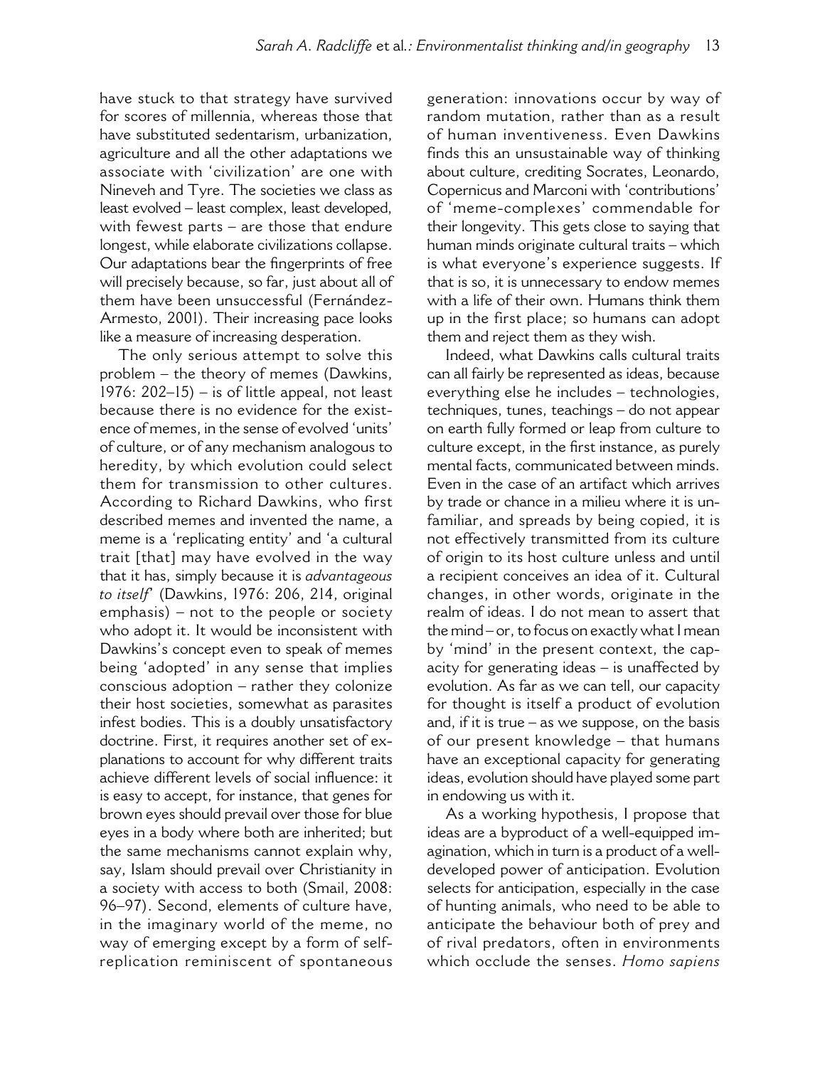have stuck to that strategy have survived for scores of millennia, whereas those that have substituted sedentarism, urbanization, agriculture and all the other adaptations we associate with 'civilization' are one with Nineveh and Tyre. The societies we class as least evolved – least complex, least developed, with fewest parts – are those that endure longest, while elaborate civilizations collapse. Our adaptations bear the fingerprints of free will precisely because, so far, just about all of them have been unsuccessful (Fernández-Armesto, 2001). Their increasing pace looks like a measure of increasing desperation.

The only serious attempt to solve this problem – the theory of memes (Dawkins, 1976: 202–15) – is of little appeal, not least because there is no evidence for the existence of memes, in the sense of evolved 'units' of culture, or of any mechanism analogous to heredity, by which evolution could select them for transmission to other cultures. According to Richard Dawkins, who first described memes and invented the name, a meme is a 'replicating entity' and 'a cultural trait [that] may have evolved in the way that it has, simply because it is *advantageous to itself*' (Dawkins, 1976: 206, 214, original emphasis) – not to the people or society who adopt it. It would be inconsistent with Dawkins's concept even to speak of memes being 'adopted' in any sense that implies conscious adoption – rather they colonize their host societies, somewhat as parasites infest bodies. This is a doubly unsatisfactory doctrine. First, it requires another set of explanations to account for why different traits achieve different levels of social influence: it is easy to accept, for instance, that genes for brown eyes should prevail over those for blue eyes in a body where both are inherited; but the same mechanisms cannot explain why, say, Islam should prevail over Christianity in a society with access to both (Smail, 2008: 96–97). Second, elements of culture have, in the imaginary world of the meme, no way of emerging except by a form of self-replication reminiscent of spontaneous generation: innovations occur by way of random mutation, rather than as a result of human inventiveness. Even Dawkins finds this an unsustainable way of thinking about culture, crediting Socrates, Leonardo, Copernicus and Marconi with 'contributions' of 'meme-complexes' commendable for their longevity. This gets close to saying that human minds originate cultural traits – which is what everyone's experience suggests. If that is so, it is unnecessary to endow memes with a life of their own. Humans think them up in the first place; so humans can adopt them and reject them as they wish.

Indeed, what Dawkins calls cultural traits can all fairly be represented as ideas, because everything else he includes – technologies, techniques, tunes, teachings – do not appear on earth fully formed or leap from culture to culture except, in the first instance, as purely mental facts, communicated between minds. Even in the case of an artifact which arrives by trade or chance in a milieu where it is unfamiliar, and spreads by being copied, it is not effectively transmitted from its culture of origin to its host culture unless and until a recipient conceives an idea of it. Cultural changes, in other words, originate in the realm of ideas. I do not mean to assert that the mind – or, to focus on exactly what I mean by 'mind' in the present context, the capacity for generating ideas – is unaffected by evolution. As far as we can tell, our capacity for thought is itself a product of evolution and, if it is true – as we suppose, on the basis of our present knowledge – that humans have an exceptional capacity for generating ideas, evolution should have played some part in endowing us with it.

As a working hypothesis, I propose that ideas are a byproduct of a well-equipped imagination, which in turn is a product of a well-developed power of anticipation. Evolution selects for anticipation, especially in the case of hunting animals, who need to be able to anticipate the behaviour both of prey and of rival predators, often in environments which occlude the senses. *Homo sapiens*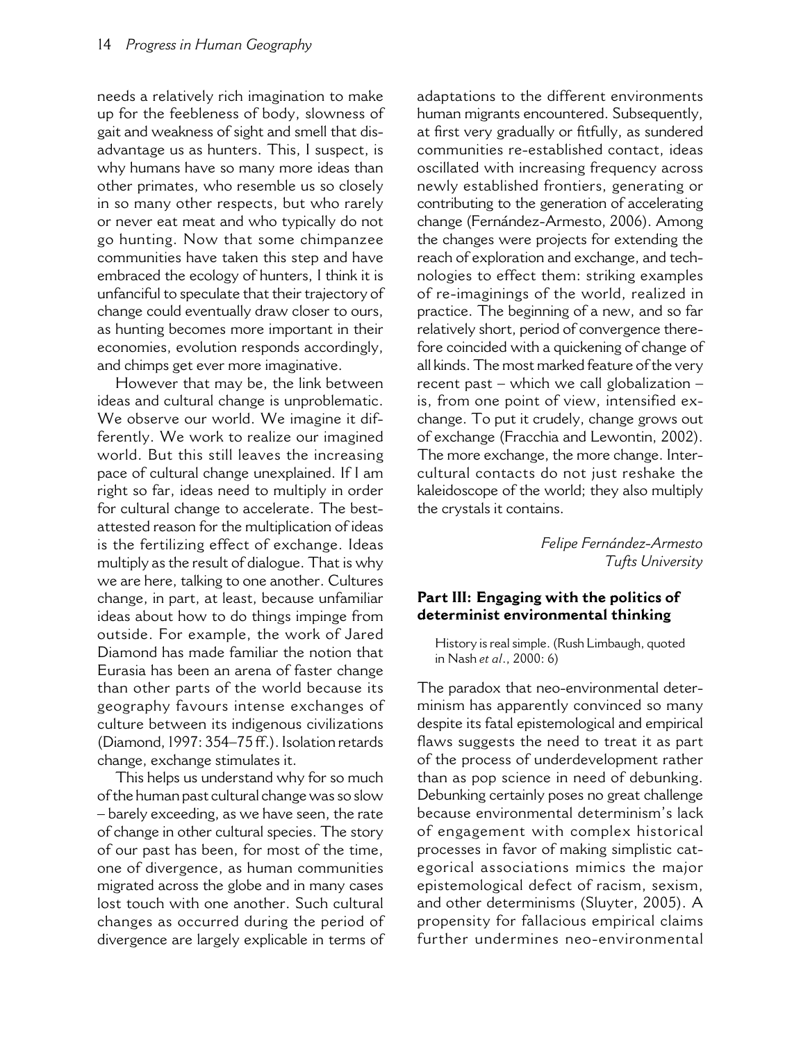needs a relatively rich imagination to make up for the feebleness of body, slowness of gait and weakness of sight and smell that disadvantage us as hunters. This, I suspect, is why humans have so many more ideas than other primates, who resemble us so closely in so many other respects, but who rarely or never eat meat and who typically do not go hunting. Now that some chimpanzee communities have taken this step and have embraced the ecology of hunters, I think it is unfanciful to speculate that their trajectory of change could eventually draw closer to ours, as hunting becomes more important in their economies, evolution responds accordingly, and chimps get ever more imaginative.

However that may be, the link between ideas and cultural change is unproblematic. We observe our world. We imagine it differently. We work to realize our imagined world. But this still leaves the increasing pace of cultural change unexplained. If I am right so far, ideas need to multiply in order for cultural change to accelerate. The best-attested reason for the multiplication of ideas is the fertilizing effect of exchange. Ideas multiply as the result of dialogue. That is why we are here, talking to one another. Cultures change, in part, at least, because unfamiliar ideas about how to do things impinge from outside. For example, the work of Jared Diamond has made familiar the notion that Eurasia has been an arena of faster change than other parts of the world because its geography favours intense exchanges of culture between its indigenous civilizations (Diamond, 1997: 354–75 ff.). Isolation retards change, exchange stimulates it.

This helps us understand why for so much of the human past cultural change was so slow – barely exceeding, as we have seen, the rate of change in other cultural species. The story of our past has been, for most of the time, one of divergence, as human communities migrated across the globe and in many cases lost touch with one another. Such cultural changes as occurred during the period of divergence are largely explicable in terms of adaptations to the different environments human migrants encountered. Subsequently, at first very gradually or fitfully, as sundered communities re-established contact, ideas oscillated with increasing frequency across newly established frontiers, generating or contributing to the generation of accelerating change (Fernández-Armesto, 2006). Among the changes were projects for extending the reach of exploration and exchange, and technologies to effect them: striking examples of re-imaginings of the world, realized in practice. The beginning of a new, and so far relatively short, period of convergence therefore coincided with a quickening of change of all kinds. The most marked feature of the very recent past – which we call globalization – is, from one point of view, intensified exchange. To put it crudely, change grows out of exchange (Fracchia and Lewontin, 2002). The more exchange, the more change. Intercultural contacts do not just reshake the kaleidoscope of the world; they also multiply the crystals it contains.

*Felipe Fernández-Armesto*
*Tufts University*

## Part III: Engaging with the politics of determinist environmental thinking

> History is real simple. (Rush Limbaugh, quoted in Nash *et al*., 2000: 6)

The paradox that neo-environmental determinism has apparently convinced so many despite its fatal epistemological and empirical flaws suggests the need to treat it as part of the process of underdevelopment rather than as pop science in need of debunking. Debunking certainly poses no great challenge because environmental determinism's lack of engagement with complex historical processes in favor of making simplistic categorical associations mimics the major epistemological defect of racism, sexism, and other determinisms (Sluyter, 2005). A propensity for fallacious empirical claims further undermines neo-environmental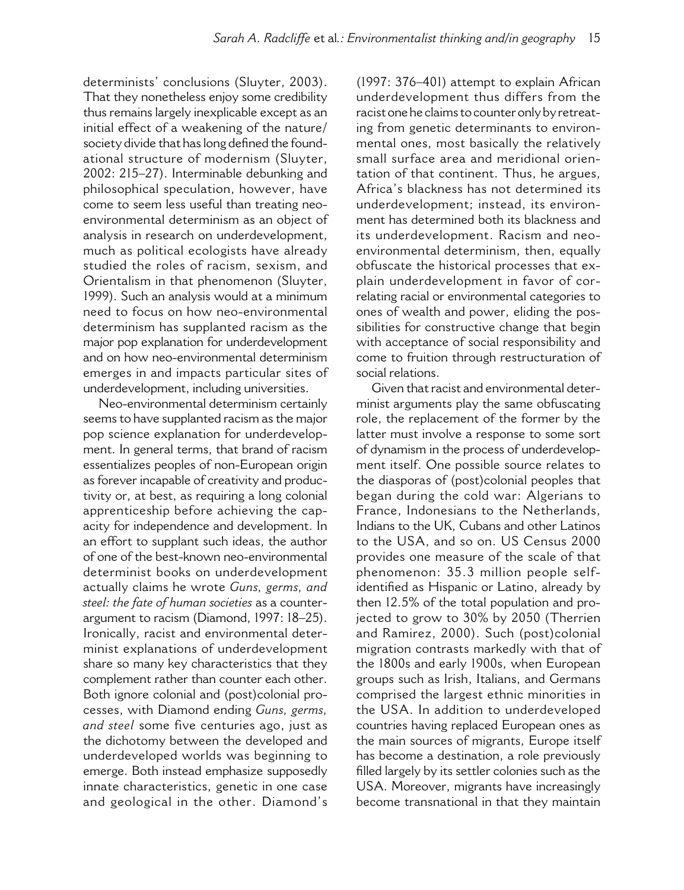determinists' conclusions (Sluyter, 2003). That they nonetheless enjoy some credibility thus remains largely inexplicable except as an initial effect of a weakening of the nature/society divide that has long defined the foundational structure of modernism (Sluyter, 2002: 215–27). Interminable debunking and philosophical speculation, however, have come to seem less useful than treating neo-environmental determinism as an object of analysis in research on underdevelopment, much as political ecologists have already studied the roles of racism, sexism, and Orientalism in that phenomenon (Sluyter, 1999). Such an analysis would at a minimum need to focus on how neo-environmental determinism has supplanted racism as the major pop explanation for underdevelopment and on how neo-environmental determinism emerges in and impacts particular sites of underdevelopment, including universities.

Neo-environmental determinism certainly seems to have supplanted racism as the major pop science explanation for underdevelopment. In general terms, that brand of racism essentializes peoples of non-European origin as forever incapable of creativity and productivity or, at best, as requiring a long colonial apprenticeship before achieving the capacity for independence and development. In an effort to supplant such ideas, the author of one of the best-known neo-environmental determinist books on underdevelopment actually claims he wrote *Guns, germs, and steel: the fate of human societies* as a counter-argument to racism (Diamond, 1997: 18–25). Ironically, racist and environmental determinist explanations of underdevelopment share so many key characteristics that they complement rather than counter each other. Both ignore colonial and (post)colonial processes, with Diamond ending *Guns, germs, and steel* some five centuries ago, just as the dichotomy between the developed and underdeveloped worlds was beginning to emerge. Both instead emphasize supposedly innate characteristics, genetic in one case and geological in the other. Diamond's (1997: 376–401) attempt to explain African underdevelopment thus differs from the racist one he claims to counter only by retreating from genetic determinants to environmental ones, most basically the relatively small surface area and meridional orientation of that continent. Thus, he argues, Africa's blackness has not determined its underdevelopment; instead, its environment has determined both its blackness and its underdevelopment. Racism and neo-environmental determinism, then, equally obfuscate the historical processes that explain underdevelopment in favor of correlating racial or environmental categories to ones of wealth and power, eliding the possibilities for constructive change that begin with acceptance of social responsibility and come to fruition through restructuration of social relations.

Given that racist and environmental determinist arguments play the same obfuscating role, the replacement of the former by the latter must involve a response to some sort of dynamism in the process of underdevelopment itself. One possible source relates to the diasporas of (post)colonial peoples that began during the cold war: Algerians to France, Indonesians to the Netherlands, Indians to the UK, Cubans and other Latinos to the USA, and so on. US Census 2000 provides one measure of the scale of that phenomenon: 35.3 million people self-identified as Hispanic or Latino, already by then 12.5% of the total population and projected to grow to 30% by 2050 (Therrien and Ramirez, 2000). Such (post)colonial migration contrasts markedly with that of the 1800s and early 1900s, when European groups such as Irish, Italians, and Germans comprised the largest ethnic minorities in the USA. In addition to underdeveloped countries having replaced European ones as the main sources of migrants, Europe itself has become a destination, a role previously filled largely by its settler colonies such as the USA. Moreover, migrants have increasingly become transnational in that they maintain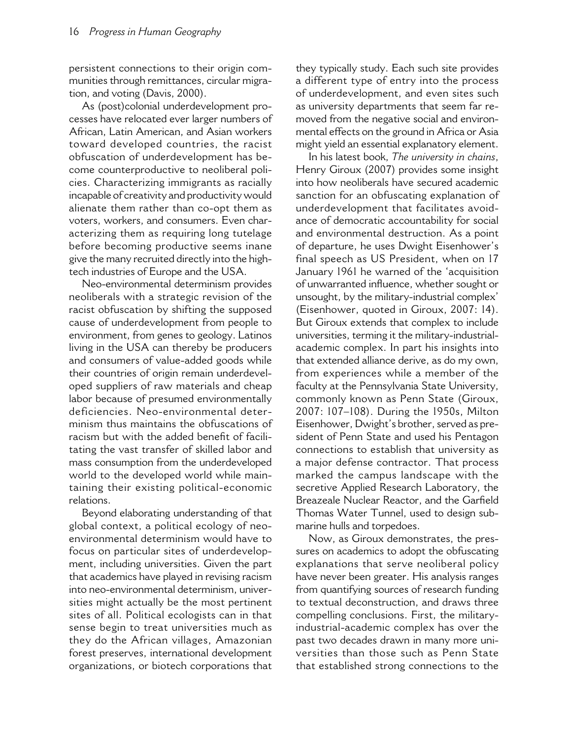persistent connections to their origin communities through remittances, circular migration, and voting (Davis, 2000).

As (post)colonial underdevelopment processes have relocated ever larger numbers of African, Latin American, and Asian workers toward developed countries, the racist obfuscation of underdevelopment has become counterproductive to neoliberal policies. Characterizing immigrants as racially incapable of creativity and productivity would alienate them rather than co-opt them as voters, workers, and consumers. Even characterizing them as requiring long tutelage before becoming productive seems inane give the many recruited directly into the high-tech industries of Europe and the USA.

Neo-environmental determinism provides neoliberals with a strategic revision of the racist obfuscation by shifting the supposed cause of underdevelopment from people to environment, from genes to geology. Latinos living in the USA can thereby be producers and consumers of value-added goods while their countries of origin remain underdeveloped suppliers of raw materials and cheap labor because of presumed environmentally deficiencies. Neo-environmental determinism thus maintains the obfuscations of racism but with the added benefit of facilitating the vast transfer of skilled labor and mass consumption from the underdeveloped world to the developed world while maintaining their existing political-economic relations.

Beyond elaborating understanding of that global context, a political ecology of neo-environmental determinism would have to focus on particular sites of underdevelopment, including universities. Given the part that academics have played in revising racism into neo-environmental determinism, universities might actually be the most pertinent sites of all. Political ecologists can in that sense begin to treat universities much as they do the African villages, Amazonian forest preserves, international development organizations, or biotech corporations that they typically study. Each such site provides a different type of entry into the process of underdevelopment, and even sites such as university departments that seem far removed from the negative social and environmental effects on the ground in Africa or Asia might yield an essential explanatory element.

In his latest book, *The university in chains*, Henry Giroux (2007) provides some insight into how neoliberals have secured academic sanction for an obfuscating explanation of underdevelopment that facilitates avoidance of democratic accountability for social and environmental destruction. As a point of departure, he uses Dwight Eisenhower's final speech as US President, when on 17 January 1961 he warned of the 'acquisition of unwarranted influence, whether sought or unsought, by the military-industrial complex' (Eisenhower, quoted in Giroux, 2007: 14). But Giroux extends that complex to include universities, terming it the military-industrial-academic complex. In part his insights into that extended alliance derive, as do my own, from experiences while a member of the faculty at the Pennsylvania State University, commonly known as Penn State (Giroux, 2007: 107–108). During the 1950s, Milton Eisenhower, Dwight's brother, served as president of Penn State and used his Pentagon connections to establish that university as a major defense contractor. That process marked the campus landscape with the secretive Applied Research Laboratory, the Breazeale Nuclear Reactor, and the Garfield Thomas Water Tunnel, used to design submarine hulls and torpedoes.

Now, as Giroux demonstrates, the pressures on academics to adopt the obfuscating explanations that serve neoliberal policy have never been greater. His analysis ranges from quantifying sources of research funding to textual deconstruction, and draws three compelling conclusions. First, the military-industrial-academic complex has over the past two decades drawn in many more universities than those such as Penn State that established strong connections to the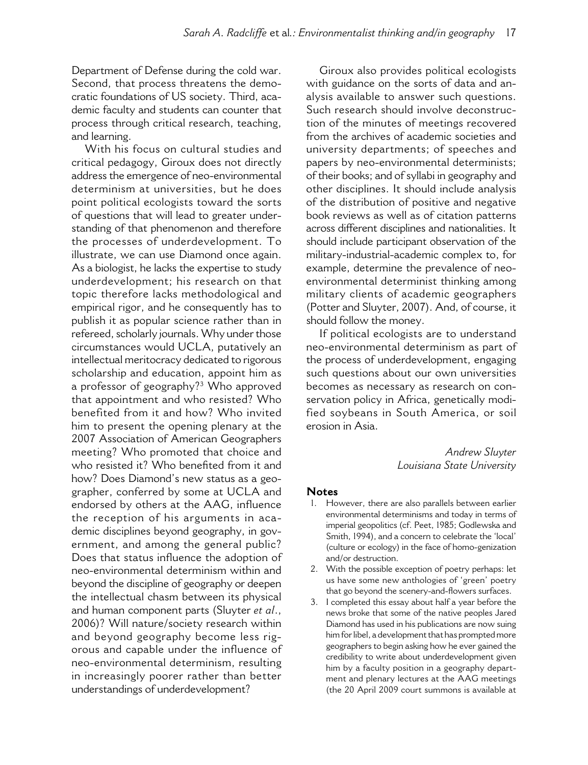Department of Defense during the cold war. Second, that process threatens the democratic foundations of US society. Third, academic faculty and students can counter that process through critical research, teaching, and learning.

With his focus on cultural studies and critical pedagogy, Giroux does not directly address the emergence of neo-environmental determinism at universities, but he does point political ecologists toward the sorts of questions that will lead to greater understanding of that phenomenon and therefore the processes of underdevelopment. To illustrate, we can use Diamond once again. As a biologist, he lacks the expertise to study underdevelopment; his research on that topic therefore lacks methodological and empirical rigor, and he consequently has to publish it as popular science rather than in refereed, scholarly journals. Why under those circumstances would UCLA, putatively an intellectual meritocracy dedicated to rigorous scholarship and education, appoint him as a professor of geography?[3] Who approved that appointment and who resisted? Who benefited from it and how? Who invited him to present the opening plenary at the 2007 Association of American Geographers meeting? Who promoted that choice and who resisted it? Who benefited from it and how? Does Diamond's new status as a geographer, conferred by some at UCLA and endorsed by others at the AAG, influence the reception of his arguments in academic disciplines beyond geography, in government, and among the general public? Does that status influence the adoption of neo-environmental determinism within and beyond the discipline of geography or deepen the intellectual chasm between its physical and human component parts (Sluyter *et al*., 2006)? Will nature/society research within and beyond geography become less rigorous and capable under the influence of neo-environmental determinism, resulting in increasingly poorer rather than better understandings of underdevelopment?

Giroux also provides political ecologists with guidance on the sorts of data and analysis available to answer such questions. Such research should involve deconstruction of the minutes of meetings recovered from the archives of academic societies and university departments; of speeches and papers by neo-environmental determinists; of their books; and of syllabi in geography and other disciplines. It should include analysis of the distribution of positive and negative book reviews as well as of citation patterns across different disciplines and nationalities. It should include participant observation of the military-industrial-academic complex to, for example, determine the prevalence of neo-environmental determinist thinking among military clients of academic geographers (Potter and Sluyter, 2007). And, of course, it should follow the money.

If political ecologists are to understand neo-environmental determinism as part of the process of underdevelopment, engaging such questions about our own universities becomes as necessary as research on conservation policy in Africa, genetically modified soybeans in South America, or soil erosion in Asia.

*Andrew Sluyter*
*Louisiana State University*

## Notes

1. However, there are also parallels between earlier environmental determinisms and today in terms of imperial geopolitics (cf. Peet, 1985; Godlewska and Smith, 1994), and a concern to celebrate the 'local' (culture or ecology) in the face of homo-genization and/or destruction.
2. With the possible exception of poetry perhaps: let us have some new anthologies of 'green' poetry that go beyond the scenery-and-flowers surfaces.
3. I completed this essay about half a year before the news broke that some of the native peoples Jared Diamond has used in his publications are now suing him for libel, a development that has prompted more geographers to begin asking how he ever gained the credibility to write about underdevelopment given him by a faculty position in a geography department and plenary lectures at the AAG meetings (the 20 April 2009 court summons is available at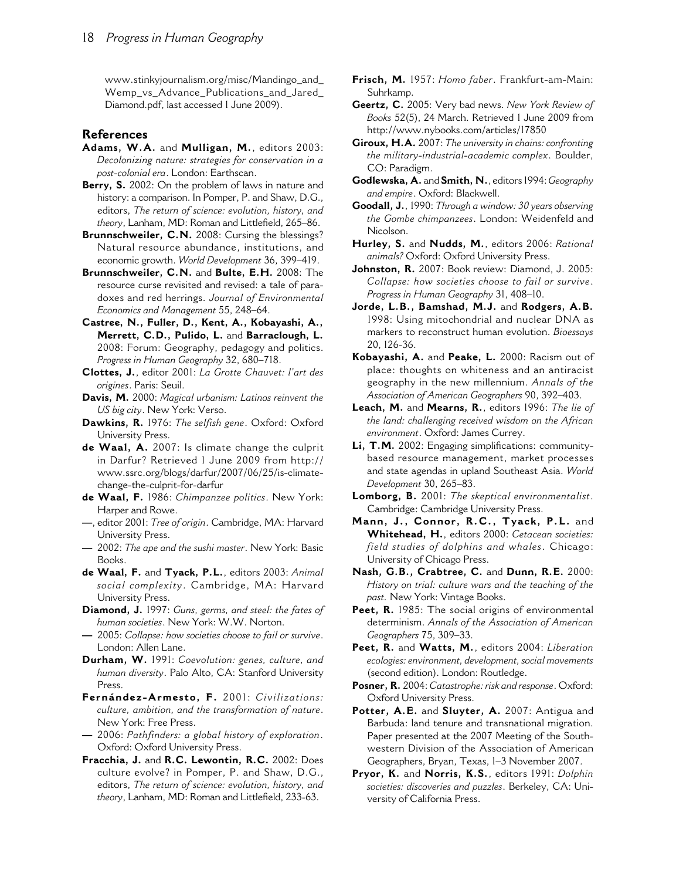www.stinkyjournalism.org/misc/Mandingo_and_Wemp_vs_Advance_Publications_and_Jared_Diamond.pdf, last accessed 1 June 2009).

## References

**Adams, W.A.** and **Mulligan, M.**, editors 2003: *Decolonizing nature: strategies for conservation in a post-colonial era*. London: Earthscan.

**Berry, S.** 2002: On the problem of laws in nature and history: a comparison. In Pomper, P. and Shaw, D.G., editors, *The return of science: evolution, history, and theory*, Lanham, MD: Roman and Littlefield, 265–86.

**Brunnschweiler, C.N.** 2008: Cursing the blessings? Natural resource abundance, institutions, and economic growth. *World Development* 36, 399–419.

**Brunnschweiler, C.N.** and **Bulte, E.H.** 2008: The resource curse revisited and revised: a tale of paradoxes and red herrings. *Journal of Environmental Economics and Management* 55, 248–64.

**Castree, N., Fuller, D., Kent, A., Kobayashi, A., Merrett, C.D., Pulido, L.** and **Barraclough, L.** 2008: Forum: Geography, pedagogy and politics. *Progress in Human Geography* 32, 680–718.

**Clottes, J.**, editor 2001: *La Grotte Chauvet: l'art des origines*. Paris: Seuil.

**Davis, M.** 2000: *Magical urbanism: Latinos reinvent the US big city*. New York: Verso.

**Dawkins, R.** 1976: *The selfish gene*. Oxford: Oxford University Press.

**de Waal, A.** 2007: Is climate change the culprit in Darfur? Retrieved 1 June 2009 from http://www.ssrc.org/blogs/darfur/2007/06/25/is-climate-change-the-culprit-for-darfur

**de Waal, F.** 1986: *Chimpanzee politics*. New York: Harper and Rowe.

—, editor 2001: *Tree of origin*. Cambridge, MA: Harvard University Press.

— 2002: *The ape and the sushi master*. New York: Basic Books.

**de Waal, F.** and **Tyack, P.L.**, editors 2003: *Animal social complexity*. Cambridge, MA: Harvard University Press.

**Diamond, J.** 1997: *Guns, germs, and steel: the fates of human societies*. New York: W.W. Norton.

— 2005: *Collapse: how societies choose to fail or survive*. London: Allen Lane.

**Durham, W.** 1991: *Coevolution: genes, culture, and human diversity*. Palo Alto, CA: Stanford University Press.

**Fernández-Armesto, F.** 2001: *Civilizations: culture, ambition, and the transformation of nature*. New York: Free Press.

— 2006: *Pathfinders: a global history of exploration*. Oxford: Oxford University Press.

**Fracchia, J.** and **R.C. Lewontin, R.C.** 2002: Does culture evolve? in Pomper, P. and Shaw, D.G., editors, *The return of science: evolution, history, and theory*, Lanham, MD: Roman and Littlefield, 233-63.

**Frisch, M.** 1957: *Homo faber*. Frankfurt-am-Main: Suhrkamp.

**Geertz, C.** 2005: Very bad news. *New York Review of Books* 52(5), 24 March. Retrieved 1 June 2009 from http://www.nybooks.com/articles/17850

**Giroux, H.A.** 2007: *The university in chains: confronting the military-industrial-academic complex*. Boulder, CO: Paradigm.

**Godlewska, A.** and **Smith, N.**, editors 1994: *Geography and empire*. Oxford: Blackwell.

**Goodall, J.**, 1990: *Through a window: 30 years observing the Gombe chimpanzees*. London: Weidenfeld and Nicolson.

**Hurley, S.** and **Nudds, M.**, editors 2006: *Rational animals?* Oxford: Oxford University Press.

**Johnston, R.** 2007: Book review: Diamond, J. 2005: *Collapse: how societies choose to fail or survive*. *Progress in Human Geography* 31, 408–10.

**Jorde, L.B., Bamshad, M.J.** and **Rodgers, A.B.** 1998: Using mitochondrial and nuclear DNA as markers to reconstruct human evolution. *Bioessays* 20, 126-36.

**Kobayashi, A.** and **Peake, L.** 2000: Racism out of place: thoughts on whiteness and an antiracist geography in the new millennium. *Annals of the Association of American Geographers* 90, 392–403.

**Leach, M.** and **Mearns, R.**, editors 1996: *The lie of the land: challenging received wisdom on the African environment*. Oxford: James Currey.

**Li, T.M.** 2002: Engaging simplifications: community-based resource management, market processes and state agendas in upland Southeast Asia. *World Development* 30, 265–83.

**Lomborg, B.** 2001: *The skeptical environmentalist*. Cambridge: Cambridge University Press.

**Mann, J., Connor, R.C., Tyack, P.L.** and **Whitehead, H.**, editors 2000: *Cetacean societies: field studies of dolphins and whales*. Chicago: University of Chicago Press.

**Nash, G.B., Crabtree, C.** and **Dunn, R.E.** 2000: *History on trial: culture wars and the teaching of the past*. New York: Vintage Books.

**Peet, R.** 1985: The social origins of environmental determinism. *Annals of the Association of American Geographers* 75, 309–33.

**Peet, R.** and **Watts, M.**, editors 2004: *Liberation ecologies: environment, development, social movements* (second edition). London: Routledge.

**Posner, R.** 2004: *Catastrophe: risk and response*. Oxford: Oxford University Press.

**Potter, A.E.** and **Sluyter, A.** 2007: Antigua and Barbuda: land tenure and transnational migration. Paper presented at the 2007 Meeting of the Southwestern Division of the Association of American Geographers, Bryan, Texas, 1–3 November 2007.

**Pryor, K.** and **Norris, K.S.**, editors 1991: *Dolphin societies: discoveries and puzzles*. Berkeley, CA: University of California Press.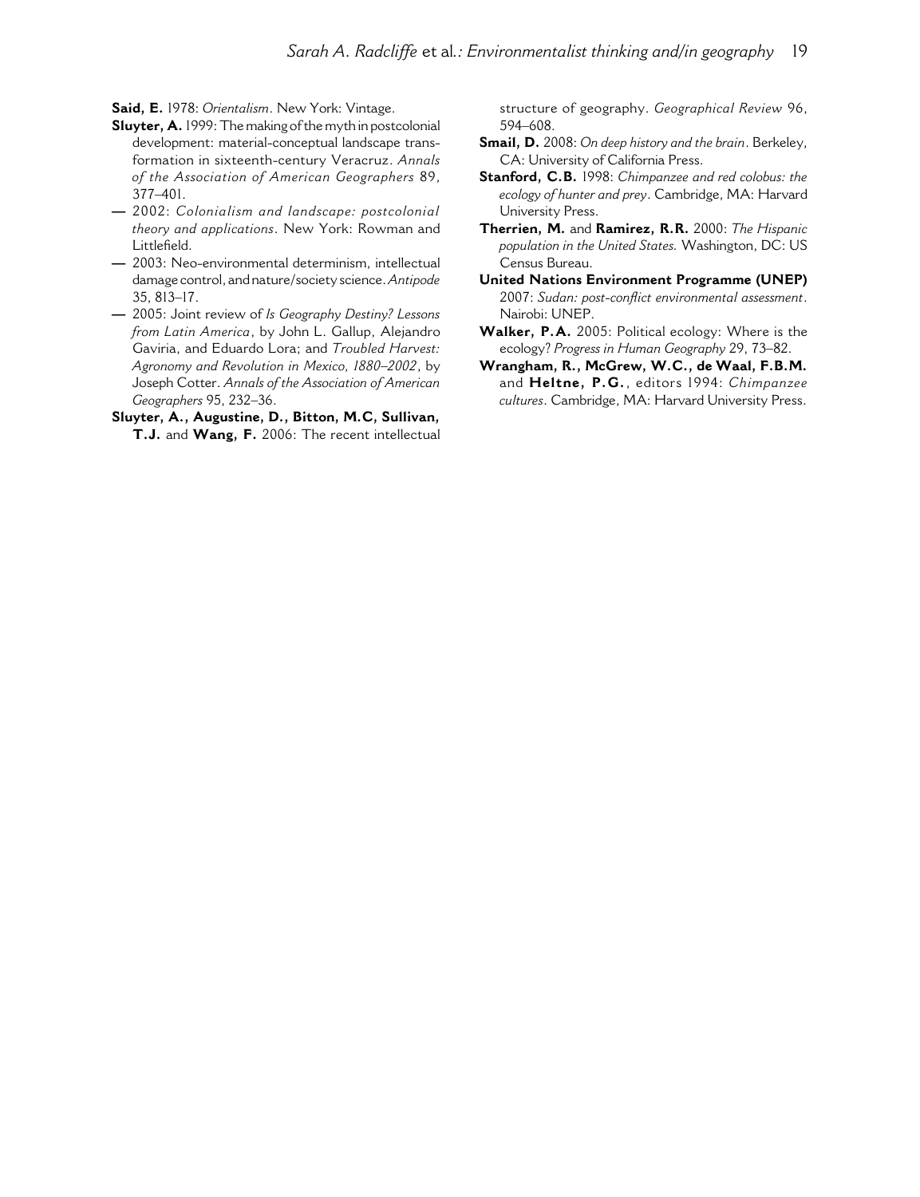**Said, E.** 1978: *Orientalism*. New York: Vintage.

**Sluyter, A.** 1999: The making of the myth in postcolonial development: material-conceptual landscape transformation in sixteenth-century Veracruz. *Annals of the Association of American Geographers* 89, 377–401.

— 2002: *Colonialism and landscape: postcolonial theory and applications*. New York: Rowman and Littlefield.

— 2003: Neo-environmental determinism, intellectual damage control, and nature/society science. *Antipode* 35, 813–17.

— 2005: Joint review of *Is Geography Destiny? Lessons from Latin America*, by John L. Gallup, Alejandro Gaviria, and Eduardo Lora; and *Troubled Harvest: Agronomy and Revolution in Mexico, 1880–2002*, by Joseph Cotter. *Annals of the Association of American Geographers* 95, 232–36.

**Sluyter, A., Augustine, D., Bitton, M.C, Sullivan, T.J.** and **Wang, F.** 2006: The recent intellectual structure of geography. *Geographical Review* 96, 594–608.

**Smail, D.** 2008: *On deep history and the brain*. Berkeley, CA: University of California Press.

**Stanford, C.B.** 1998: *Chimpanzee and red colobus: the ecology of hunter and prey*. Cambridge, MA: Harvard University Press.

**Therrien, M.** and **Ramirez, R.R.** 2000: *The Hispanic population in the United States.* Washington, DC: US Census Bureau.

**United Nations Environment Programme (UNEP)** 2007: *Sudan: post-conflict environmental assessment*. Nairobi: UNEP.

**Walker, P.A.** 2005: Political ecology: Where is the ecology? *Progress in Human Geography* 29, 73–82.

**Wrangham, R., McGrew, W.C., de Waal, F.B.M.** and **Heltne, P.G.**, editors 1994: *Chimpanzee cultures*. Cambridge, MA: Harvard University Press.